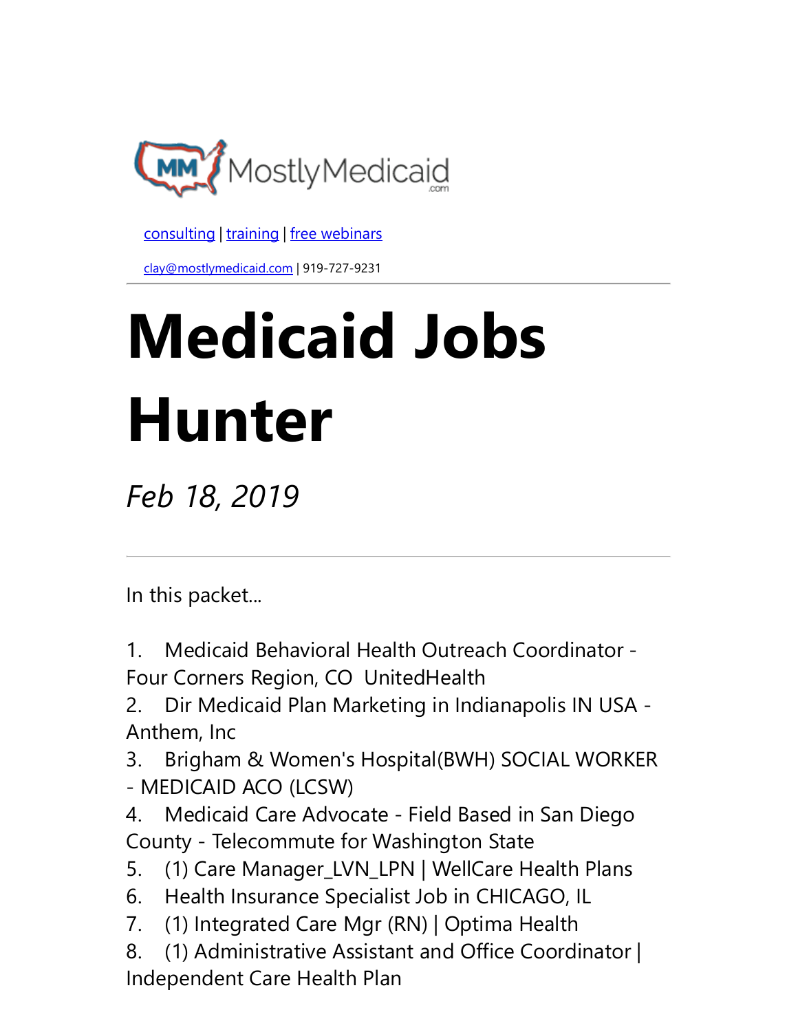MostlyMedicaid.com

consulting | training | free webinars

clay@mostlymedicaid.com | 919-727-9231

# Medicaid Jobs Hunter

*Feb 18, 2019*

---

In this packet...

1. Medicaid Behavioral Health Outreach Coordinator - Four Corners Region, CO UnitedHealth
2. Dir Medicaid Plan Marketing in Indianapolis IN USA - Anthem, Inc
3. Brigham & Women's Hospital(BWH) SOCIAL WORKER - MEDICAID ACO (LCSW)
4. Medicaid Care Advocate - Field Based in San Diego County - Telecommute for Washington State
5. (1) Care Manager_LVN_LPN | WellCare Health Plans
6. Health Insurance Specialist Job in CHICAGO, IL
7. (1) Integrated Care Mgr (RN) | Optima Health
8. (1) Administrative Assistant and Office Coordinator | Independent Care Health Plan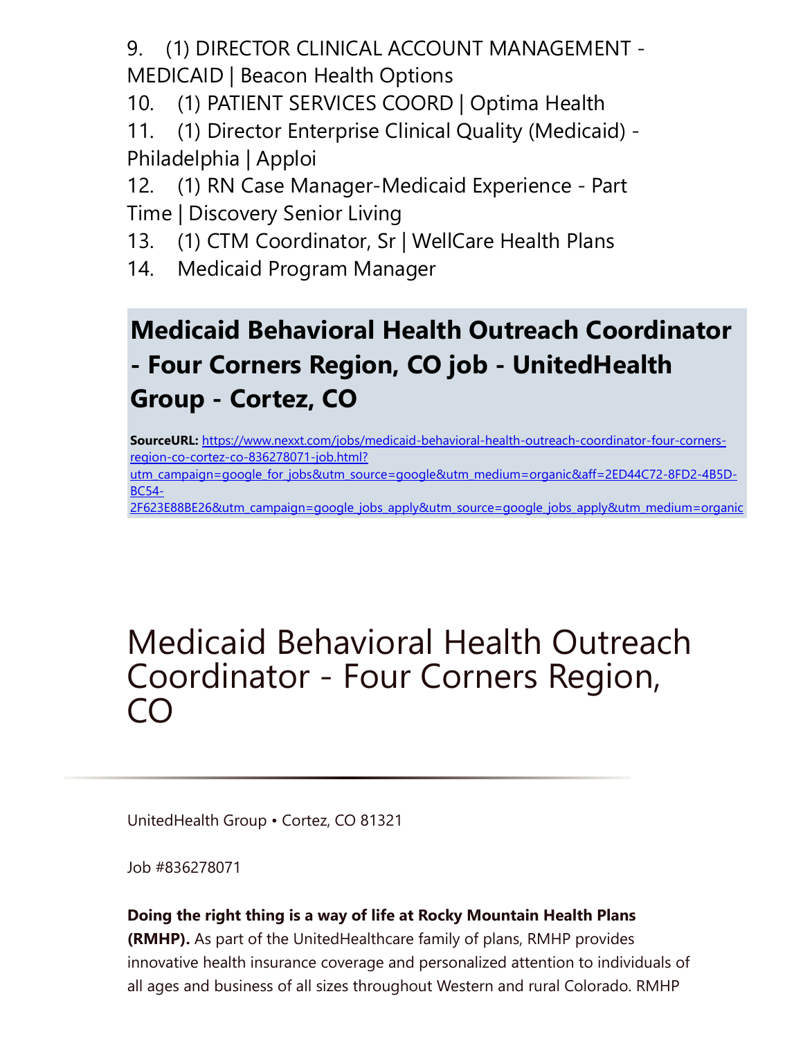9. (1) DIRECTOR CLINICAL ACCOUNT MANAGEMENT - MEDICAID | Beacon Health Options
10. (1) PATIENT SERVICES COORD | Optima Health
11. (1) Director Enterprise Clinical Quality (Medicaid) - Philadelphia | Apploi
12. (1) RN Case Manager-Medicaid Experience - Part Time | Discovery Senior Living
13. (1) CTM Coordinator, Sr | WellCare Health Plans
14. Medicaid Program Manager

## Medicaid Behavioral Health Outreach Coordinator - Four Corners Region, CO job - UnitedHealth Group - Cortez, CO

**SourceURL:** [https://www.nexxt.com/jobs/medicaid-behavioral-health-outreach-coordinator-four-corners-region-co-cortez-co-836278071-job.html?utm_campaign=google_for_jobs&utm_source=google&utm_medium=organic&aff=2ED44C72-8FD2-4B5D-BC54-2F623E88BE26&utm_campaign=google_jobs_apply&utm_source=google_jobs_apply&utm_medium=organic](https://www.nexxt.com/jobs/medicaid-behavioral-health-outreach-coordinator-four-corners-region-co-cortez-co-836278071-job.html?utm_campaign=google_for_jobs&utm_source=google&utm_medium=organic&aff=2ED44C72-8FD2-4B5D-BC54-2F623E88BE26&utm_campaign=google_jobs_apply&utm_source=google_jobs_apply&utm_medium=organic)

# Medicaid Behavioral Health Outreach Coordinator - Four Corners Region, CO

UnitedHealth Group • Cortez, CO 81321

Job #836278071

**Doing the right thing is a way of life at Rocky Mountain Health Plans (RMHP).** As part of the UnitedHealthcare family of plans, RMHP provides innovative health insurance coverage and personalized attention to individuals of all ages and business of all sizes throughout Western and rural Colorado. RMHP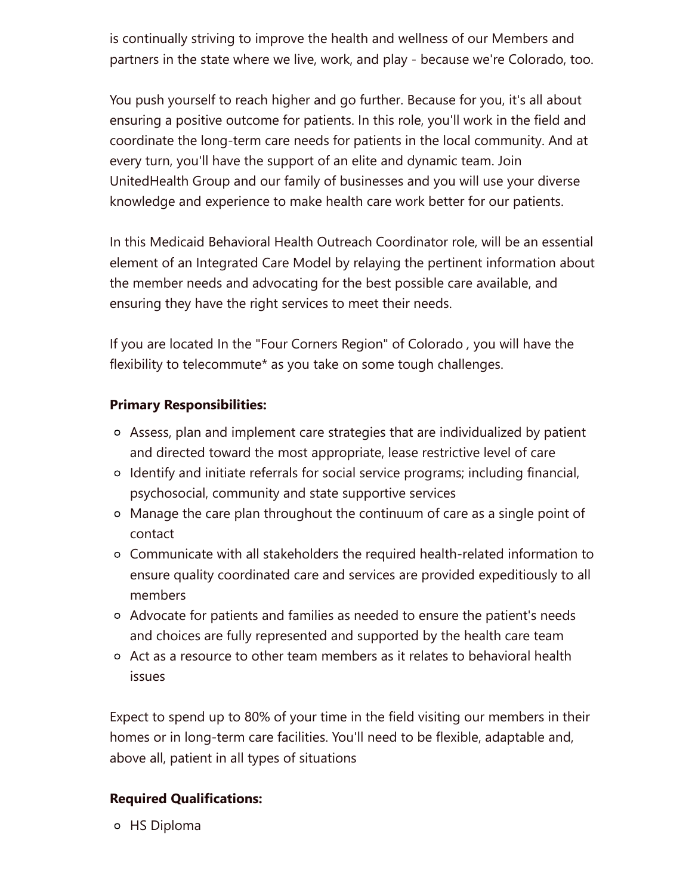is continually striving to improve the health and wellness of our Members and partners in the state where we live, work, and play - because we're Colorado, too.

You push yourself to reach higher and go further. Because for you, it's all about ensuring a positive outcome for patients. In this role, you'll work in the field and coordinate the long-term care needs for patients in the local community. And at every turn, you'll have the support of an elite and dynamic team. Join UnitedHealth Group and our family of businesses and you will use your diverse knowledge and experience to make health care work better for our patients.

In this Medicaid Behavioral Health Outreach Coordinator role, will be an essential element of an Integrated Care Model by relaying the pertinent information about the member needs and advocating for the best possible care available, and ensuring they have the right services to meet their needs.

If you are located In the "Four Corners Region" of Colorado , you will have the flexibility to telecommute* as you take on some tough challenges.

**Primary Responsibilities:**

- Assess, plan and implement care strategies that are individualized by patient and directed toward the most appropriate, lease restrictive level of care
- Identify and initiate referrals for social service programs; including financial, psychosocial, community and state supportive services
- Manage the care plan throughout the continuum of care as a single point of contact
- Communicate with all stakeholders the required health-related information to ensure quality coordinated care and services are provided expeditiously to all members
- Advocate for patients and families as needed to ensure the patient's needs and choices are fully represented and supported by the health care team
- Act as a resource to other team members as it relates to behavioral health issues

Expect to spend up to 80% of your time in the field visiting our members in their homes or in long-term care facilities. You'll need to be flexible, adaptable and, above all, patient in all types of situations

**Required Qualifications:**

- HS Diploma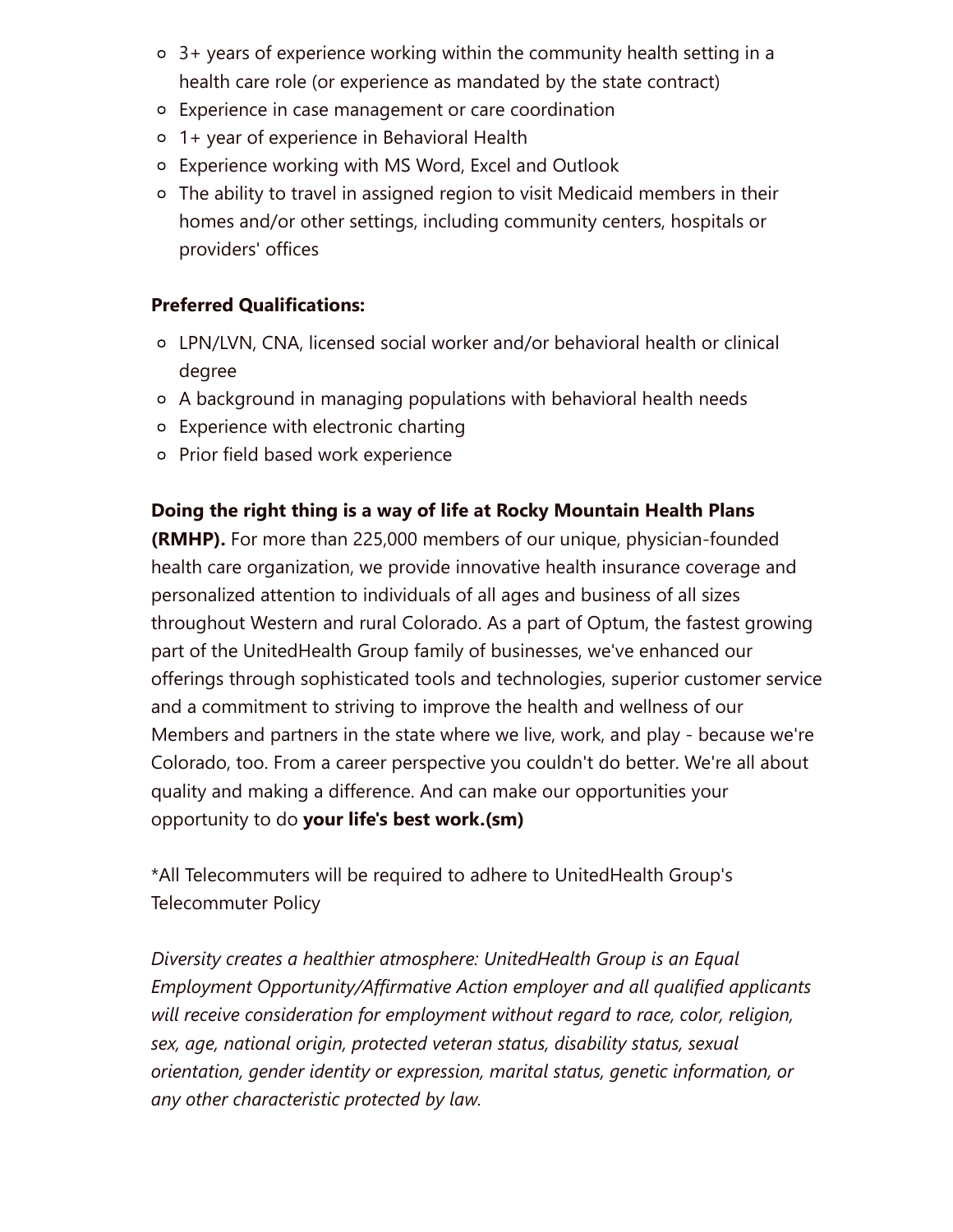- 3+ years of experience working within the community health setting in a health care role (or experience as mandated by the state contract)
- Experience in case management or care coordination
- 1+ year of experience in Behavioral Health
- Experience working with MS Word, Excel and Outlook
- The ability to travel in assigned region to visit Medicaid members in their homes and/or other settings, including community centers, hospitals or providers' offices

**Preferred Qualifications:**

- LPN/LVN, CNA, licensed social worker and/or behavioral health or clinical degree
- A background in managing populations with behavioral health needs
- Experience with electronic charting
- Prior field based work experience

**Doing the right thing is a way of life at Rocky Mountain Health Plans (RMHP).** For more than 225,000 members of our unique, physician-founded health care organization, we provide innovative health insurance coverage and personalized attention to individuals of all ages and business of all sizes throughout Western and rural Colorado. As a part of Optum, the fastest growing part of the UnitedHealth Group family of businesses, we've enhanced our offerings through sophisticated tools and technologies, superior customer service and a commitment to striving to improve the health and wellness of our Members and partners in the state where we live, work, and play - because we're Colorado, too. From a career perspective you couldn't do better. We're all about quality and making a difference. And can make our opportunities your opportunity to do **your life's best work.(sm)**

*All Telecommuters will be required to adhere to UnitedHealth Group's Telecommuter Policy

*Diversity creates a healthier atmosphere: UnitedHealth Group is an Equal Employment Opportunity/Affirmative Action employer and all qualified applicants will receive consideration for employment without regard to race, color, religion, sex, age, national origin, protected veteran status, disability status, sexual orientation, gender identity or expression, marital status, genetic information, or any other characteristic protected by law.*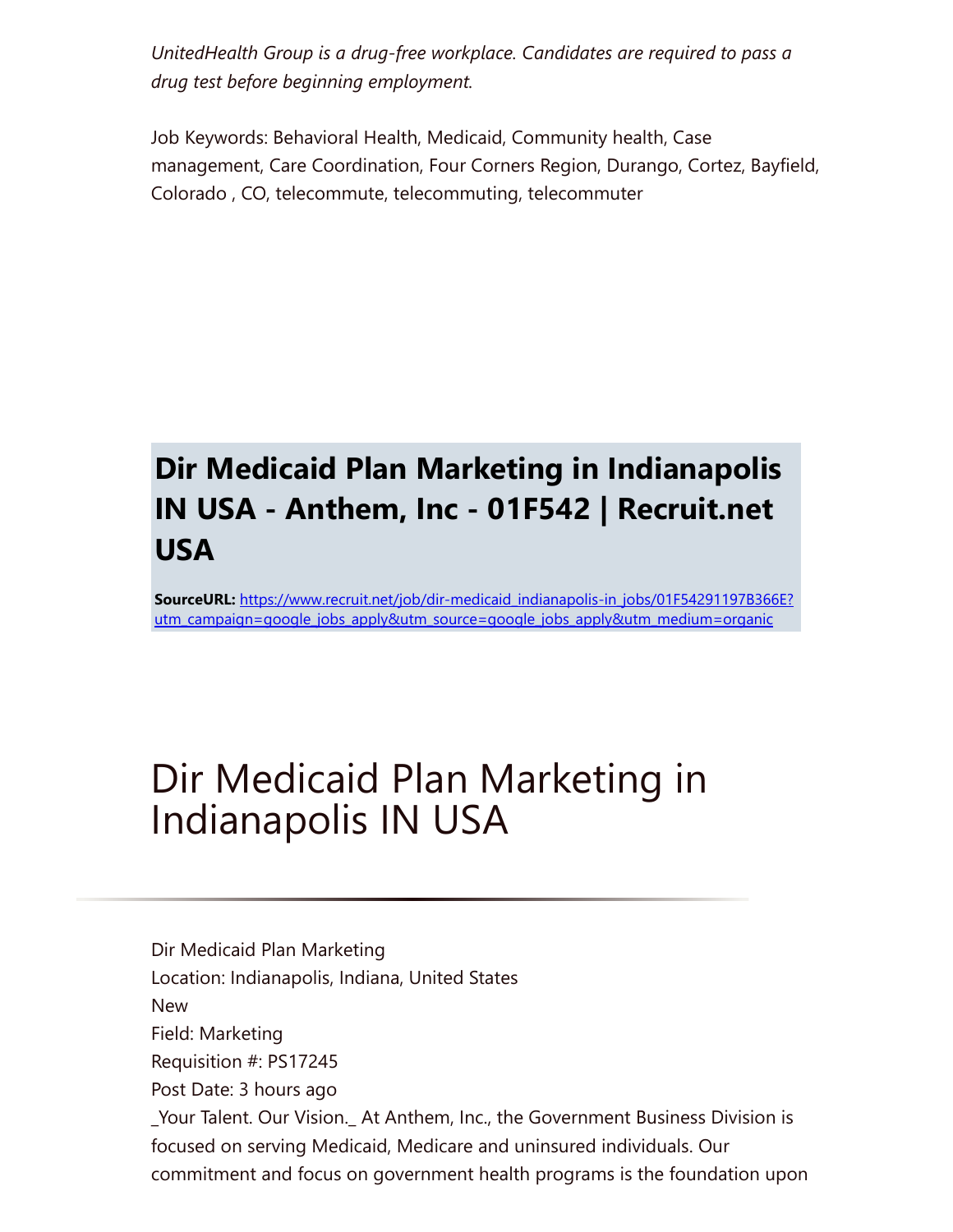*UnitedHealth Group is a drug-free workplace. Candidates are required to pass a drug test before beginning employment.*

Job Keywords: Behavioral Health, Medicaid, Community health, Case management, Care Coordination, Four Corners Region, Durango, Cortez, Bayfield, Colorado , CO, telecommute, telecommuting, telecommuter

## Dir Medicaid Plan Marketing in Indianapolis IN USA - Anthem, Inc - 01F542 | Recruit.net USA

**SourceURL:** https://www.recruit.net/job/dir-medicaid_indianapolis-in_jobs/01F54291197B366E?utm_campaign=google_jobs_apply&utm_source=google_jobs_apply&utm_medium=organic

# Dir Medicaid Plan Marketing in Indianapolis IN USA

Dir Medicaid Plan Marketing
Location: Indianapolis, Indiana, United States
New
Field: Marketing
Requisition #: PS17245
Post Date: 3 hours ago
_Your Talent. Our Vision._ At Anthem, Inc., the Government Business Division is focused on serving Medicaid, Medicare and uninsured individuals. Our commitment and focus on government health programs is the foundation upon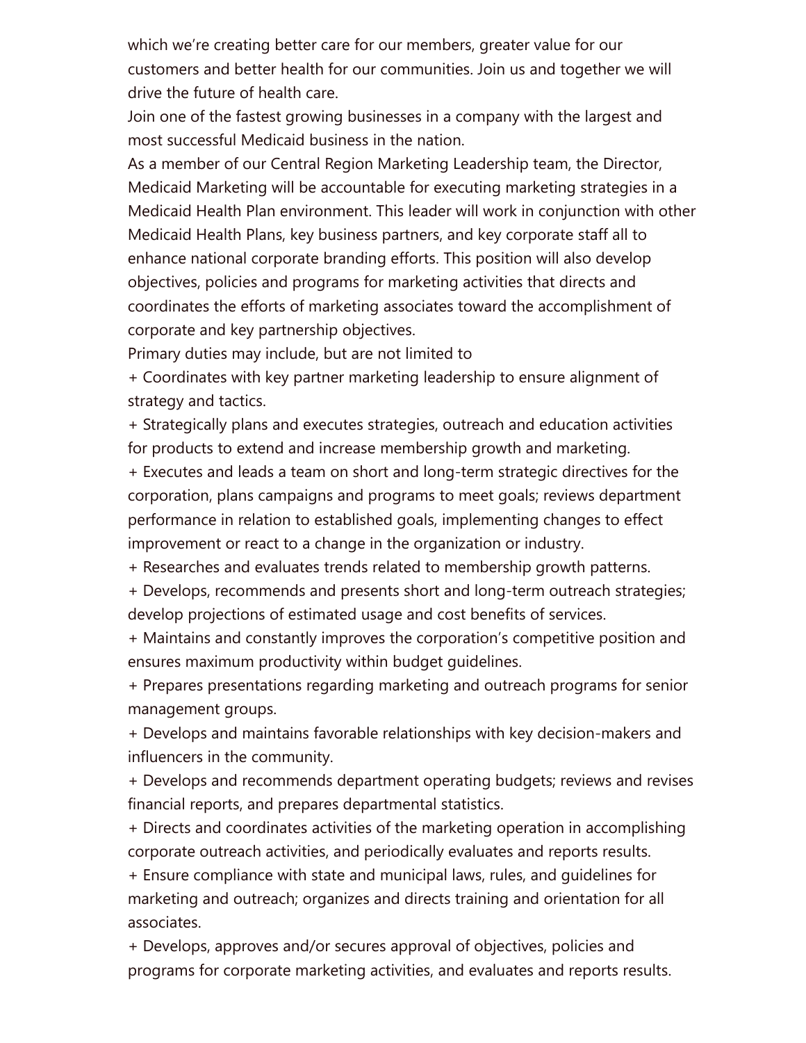which we're creating better care for our members, greater value for our customers and better health for our communities. Join us and together we will drive the future of health care.

Join one of the fastest growing businesses in a company with the largest and most successful Medicaid business in the nation.

As a member of our Central Region Marketing Leadership team, the Director, Medicaid Marketing will be accountable for executing marketing strategies in a Medicaid Health Plan environment. This leader will work in conjunction with other Medicaid Health Plans, key business partners, and key corporate staff all to enhance national corporate branding efforts. This position will also develop objectives, policies and programs for marketing activities that directs and coordinates the efforts of marketing associates toward the accomplishment of corporate and key partnership objectives.

Primary duties may include, but are not limited to

+ Coordinates with key partner marketing leadership to ensure alignment of strategy and tactics.

+ Strategically plans and executes strategies, outreach and education activities for products to extend and increase membership growth and marketing.

+ Executes and leads a team on short and long-term strategic directives for the corporation, plans campaigns and programs to meet goals; reviews department performance in relation to established goals, implementing changes to effect improvement or react to a change in the organization or industry.

+ Researches and evaluates trends related to membership growth patterns.

+ Develops, recommends and presents short and long-term outreach strategies; develop projections of estimated usage and cost benefits of services.

+ Maintains and constantly improves the corporation's competitive position and ensures maximum productivity within budget guidelines.

+ Prepares presentations regarding marketing and outreach programs for senior management groups.

+ Develops and maintains favorable relationships with key decision-makers and influencers in the community.

+ Develops and recommends department operating budgets; reviews and revises financial reports, and prepares departmental statistics.

+ Directs and coordinates activities of the marketing operation in accomplishing corporate outreach activities, and periodically evaluates and reports results.

+ Ensure compliance with state and municipal laws, rules, and guidelines for marketing and outreach; organizes and directs training and orientation for all associates.

+ Develops, approves and/or secures approval of objectives, policies and programs for corporate marketing activities, and evaluates and reports results.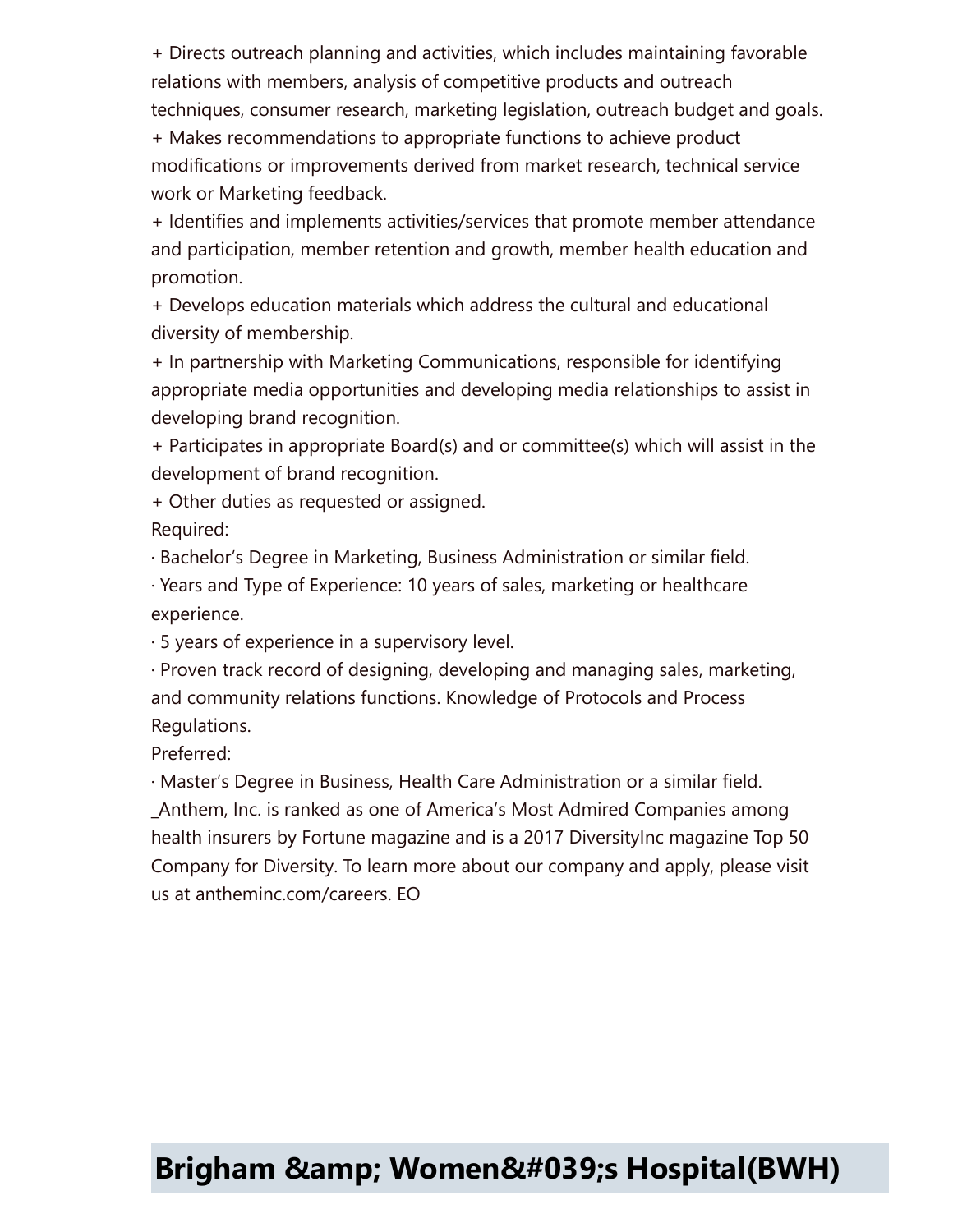+ Directs outreach planning and activities, which includes maintaining favorable relations with members, analysis of competitive products and outreach techniques, consumer research, marketing legislation, outreach budget and goals.
+ Makes recommendations to appropriate functions to achieve product modifications or improvements derived from market research, technical service work or Marketing feedback.
+ Identifies and implements activities/services that promote member attendance and participation, member retention and growth, member health education and promotion.
+ Develops education materials which address the cultural and educational diversity of membership.
+ In partnership with Marketing Communications, responsible for identifying appropriate media opportunities and developing media relationships to assist in developing brand recognition.
+ Participates in appropriate Board(s) and or committee(s) which will assist in the development of brand recognition.
+ Other duties as requested or assigned.

Required:

· Bachelor's Degree in Marketing, Business Administration or similar field.
· Years and Type of Experience: 10 years of sales, marketing or healthcare experience.
· 5 years of experience in a supervisory level.
· Proven track record of designing, developing and managing sales, marketing, and community relations functions. Knowledge of Protocols and Process Regulations.

Preferred:

· Master's Degree in Business, Health Care Administration or a similar field.

_Anthem, Inc. is ranked as one of America's Most Admired Companies among health insurers by Fortune magazine and is a 2017 DiversityInc magazine Top 50 Company for Diversity. To learn more about our company and apply, please visit us at antheminc.com/careers. EO

## Brigham &amp; Women&#039;s Hospital(BWH)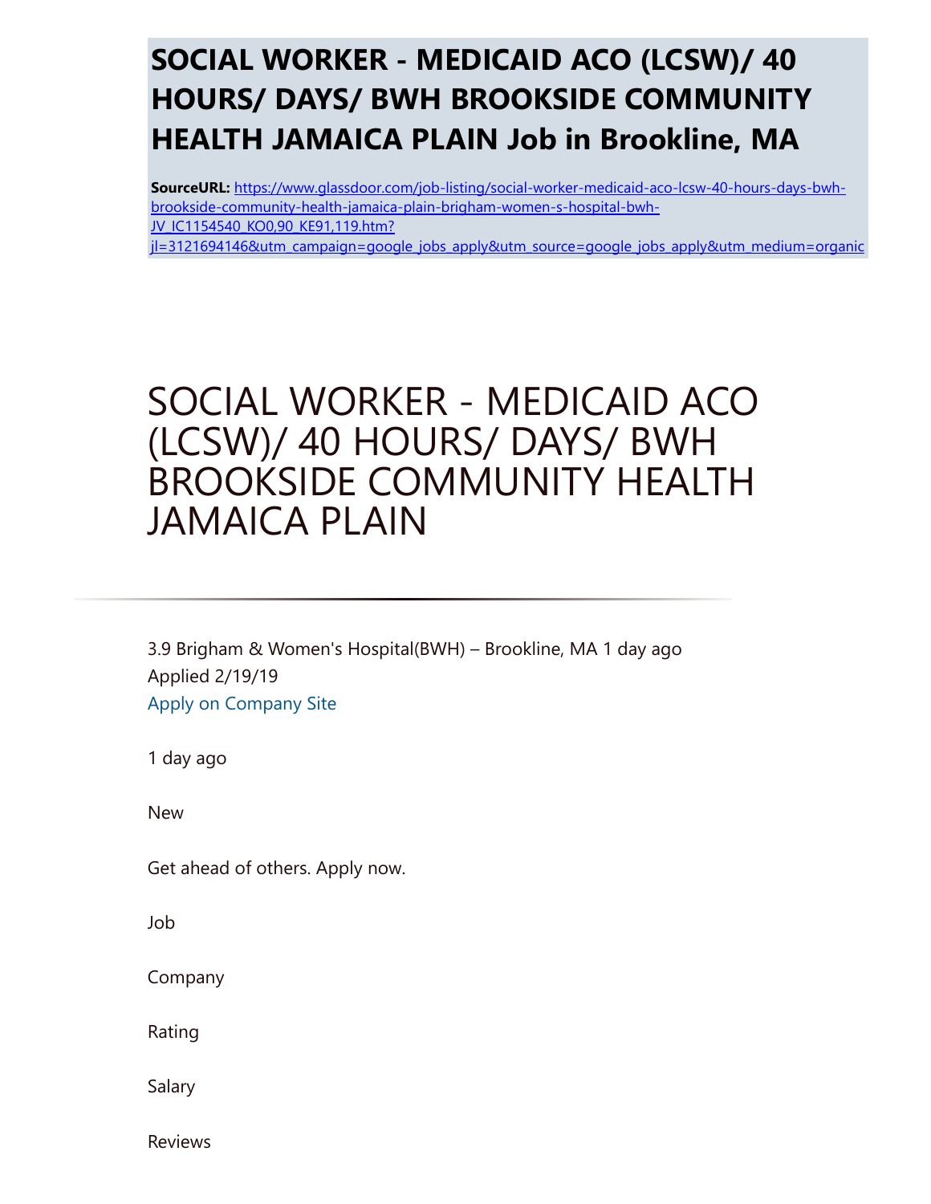# SOCIAL WORKER - MEDICAID ACO (LCSW)/ 40 HOURS/ DAYS/ BWH BROOKSIDE COMMUNITY HEALTH JAMAICA PLAIN Job in Brookline, MA

**SourceURL:** [https://www.glassdoor.com/job-listing/social-worker-medicaid-aco-lcsw-40-hours-days-bwh-brookside-community-health-jamaica-plain-brigham-women-s-hospital-bwh-JV_IC1154540_KO0,90_KE91,119.htm?jl=3121694146&utm_campaign=google_jobs_apply&utm_source=google_jobs_apply&utm_medium=organic](https://www.glassdoor.com/job-listing/social-worker-medicaid-aco-lcsw-40-hours-days-bwh-brookside-community-health-jamaica-plain-brigham-women-s-hospital-bwh-JV_IC1154540_KO0,90_KE91,119.htm?jl=3121694146&utm_campaign=google_jobs_apply&utm_source=google_jobs_apply&utm_medium=organic)

# SOCIAL WORKER - MEDICAID ACO (LCSW)/ 40 HOURS/ DAYS/ BWH BROOKSIDE COMMUNITY HEALTH JAMAICA PLAIN

---

3.9 Brigham & Women's Hospital(BWH) – Brookline, MA 1 day ago
Applied 2/19/19
Apply on Company Site

1 day ago

New

Get ahead of others. Apply now.

Job

Company

Rating

Salary

Reviews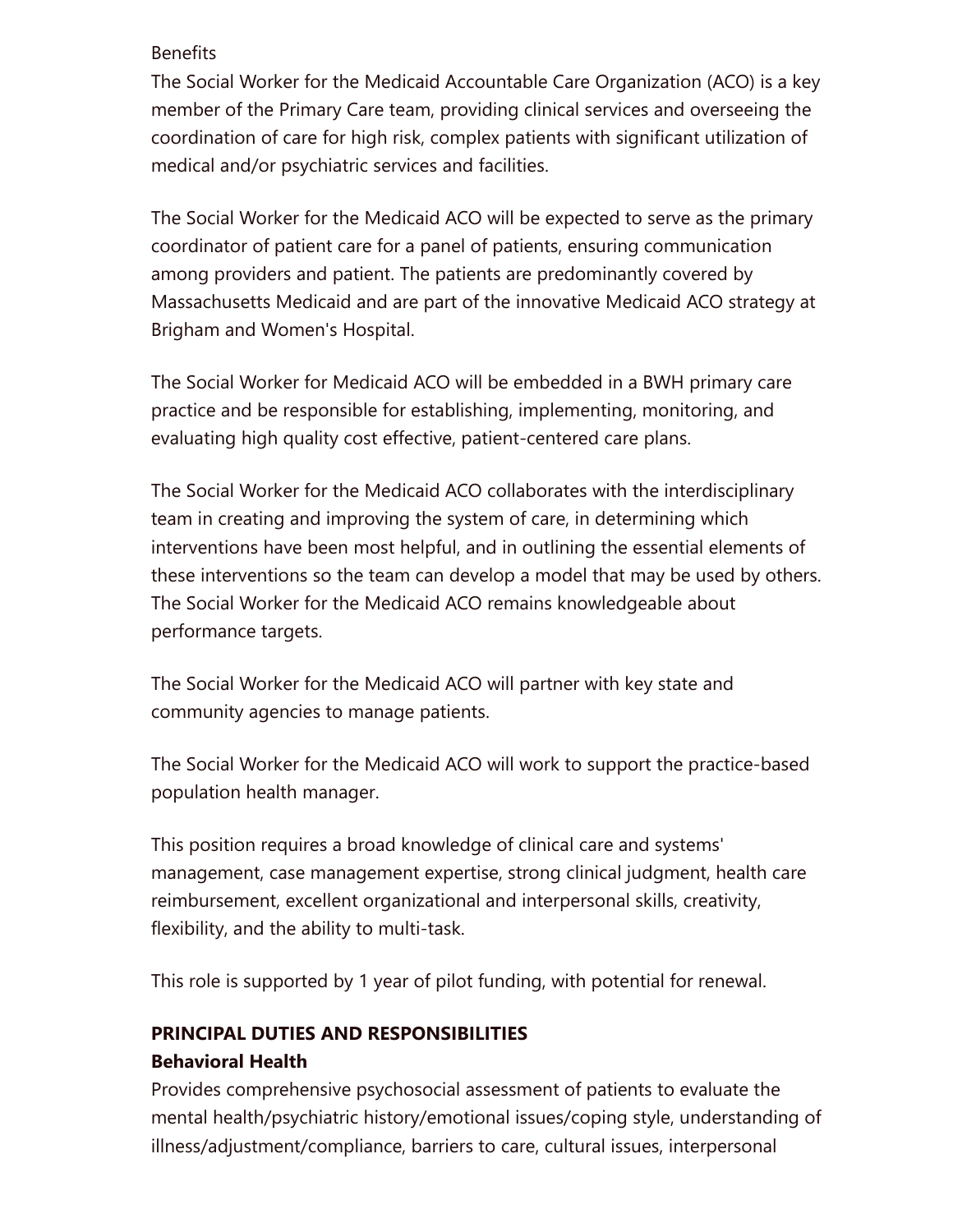Benefits

The Social Worker for the Medicaid Accountable Care Organization (ACO) is a key member of the Primary Care team, providing clinical services and overseeing the coordination of care for high risk, complex patients with significant utilization of medical and/or psychiatric services and facilities.

The Social Worker for the Medicaid ACO will be expected to serve as the primary coordinator of patient care for a panel of patients, ensuring communication among providers and patient. The patients are predominantly covered by Massachusetts Medicaid and are part of the innovative Medicaid ACO strategy at Brigham and Women's Hospital.

The Social Worker for Medicaid ACO will be embedded in a BWH primary care practice and be responsible for establishing, implementing, monitoring, and evaluating high quality cost effective, patient-centered care plans.

The Social Worker for the Medicaid ACO collaborates with the interdisciplinary team in creating and improving the system of care, in determining which interventions have been most helpful, and in outlining the essential elements of these interventions so the team can develop a model that may be used by others. The Social Worker for the Medicaid ACO remains knowledgeable about performance targets.

The Social Worker for the Medicaid ACO will partner with key state and community agencies to manage patients.

The Social Worker for the Medicaid ACO will work to support the practice-based population health manager.

This position requires a broad knowledge of clinical care and systems' management, case management expertise, strong clinical judgment, health care reimbursement, excellent organizational and interpersonal skills, creativity, flexibility, and the ability to multi-task.

This role is supported by 1 year of pilot funding, with potential for renewal.

**PRINCIPAL DUTIES AND RESPONSIBILITIES**

**Behavioral Health**

Provides comprehensive psychosocial assessment of patients to evaluate the mental health/psychiatric history/emotional issues/coping style, understanding of illness/adjustment/compliance, barriers to care, cultural issues, interpersonal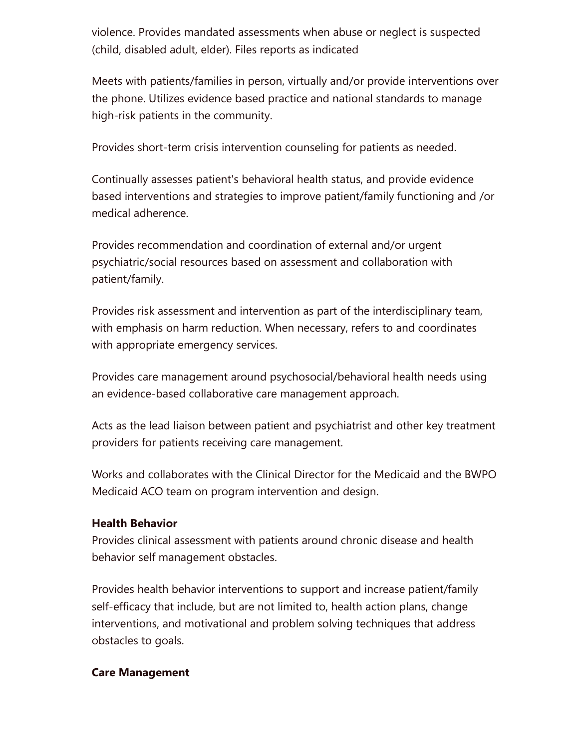violence. Provides mandated assessments when abuse or neglect is suspected (child, disabled adult, elder). Files reports as indicated

Meets with patients/families in person, virtually and/or provide interventions over the phone. Utilizes evidence based practice and national standards to manage high-risk patients in the community.

Provides short-term crisis intervention counseling for patients as needed.

Continually assesses patient's behavioral health status, and provide evidence based interventions and strategies to improve patient/family functioning and /or medical adherence.

Provides recommendation and coordination of external and/or urgent psychiatric/social resources based on assessment and collaboration with patient/family.

Provides risk assessment and intervention as part of the interdisciplinary team, with emphasis on harm reduction. When necessary, refers to and coordinates with appropriate emergency services.

Provides care management around psychosocial/behavioral health needs using an evidence-based collaborative care management approach.

Acts as the lead liaison between patient and psychiatrist and other key treatment providers for patients receiving care management.

Works and collaborates with the Clinical Director for the Medicaid and the BWPO Medicaid ACO team on program intervention and design.

**Health Behavior**

Provides clinical assessment with patients around chronic disease and health behavior self management obstacles.

Provides health behavior interventions to support and increase patient/family self-efficacy that include, but are not limited to, health action plans, change interventions, and motivational and problem solving techniques that address obstacles to goals.

**Care Management**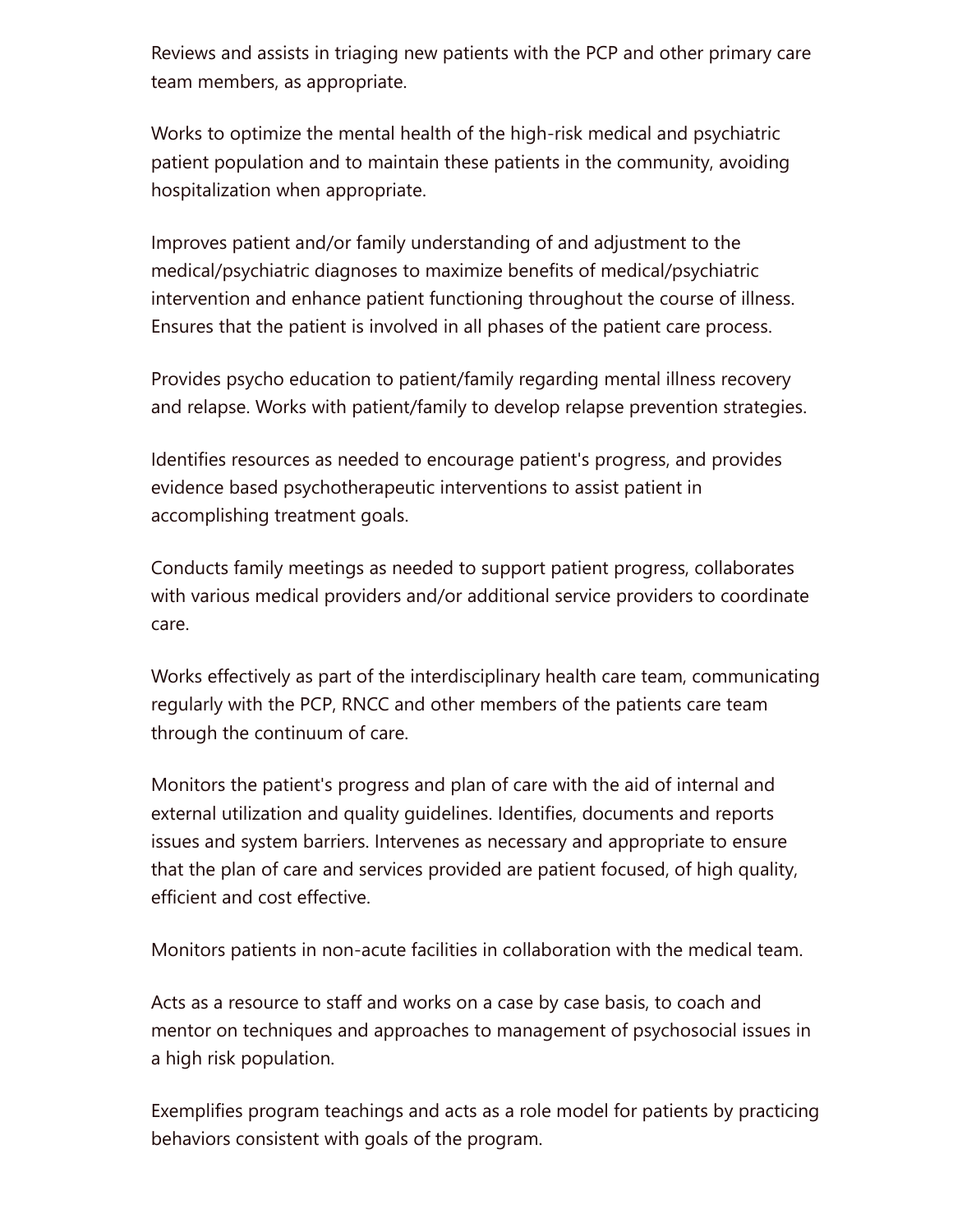Reviews and assists in triaging new patients with the PCP and other primary care team members, as appropriate.

Works to optimize the mental health of the high-risk medical and psychiatric patient population and to maintain these patients in the community, avoiding hospitalization when appropriate.

Improves patient and/or family understanding of and adjustment to the medical/psychiatric diagnoses to maximize benefits of medical/psychiatric intervention and enhance patient functioning throughout the course of illness. Ensures that the patient is involved in all phases of the patient care process.

Provides psycho education to patient/family regarding mental illness recovery and relapse. Works with patient/family to develop relapse prevention strategies.

Identifies resources as needed to encourage patient's progress, and provides evidence based psychotherapeutic interventions to assist patient in accomplishing treatment goals.

Conducts family meetings as needed to support patient progress, collaborates with various medical providers and/or additional service providers to coordinate care.

Works effectively as part of the interdisciplinary health care team, communicating regularly with the PCP, RNCC and other members of the patients care team through the continuum of care.

Monitors the patient's progress and plan of care with the aid of internal and external utilization and quality guidelines. Identifies, documents and reports issues and system barriers. Intervenes as necessary and appropriate to ensure that the plan of care and services provided are patient focused, of high quality, efficient and cost effective.

Monitors patients in non-acute facilities in collaboration with the medical team.

Acts as a resource to staff and works on a case by case basis, to coach and mentor on techniques and approaches to management of psychosocial issues in a high risk population.

Exemplifies program teachings and acts as a role model for patients by practicing behaviors consistent with goals of the program.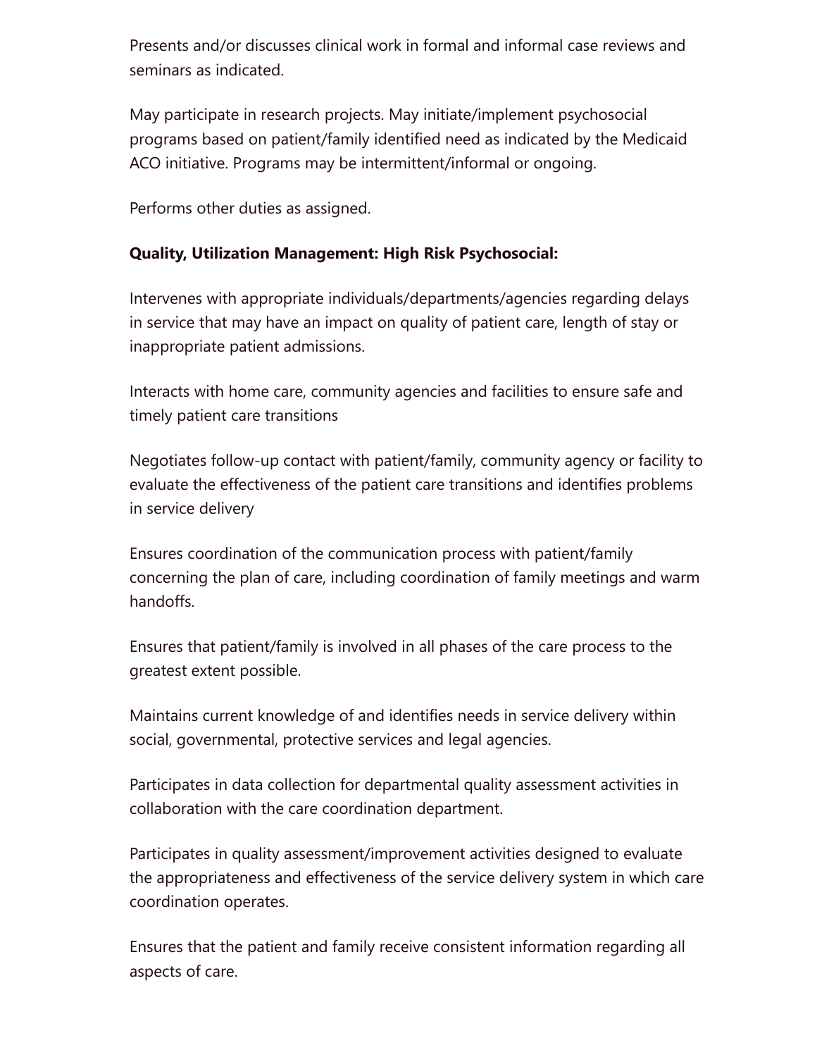Presents and/or discusses clinical work in formal and informal case reviews and seminars as indicated.

May participate in research projects. May initiate/implement psychosocial programs based on patient/family identified need as indicated by the Medicaid ACO initiative. Programs may be intermittent/informal or ongoing.

Performs other duties as assigned.

**Quality, Utilization Management: High Risk Psychosocial:**

Intervenes with appropriate individuals/departments/agencies regarding delays in service that may have an impact on quality of patient care, length of stay or inappropriate patient admissions.

Interacts with home care, community agencies and facilities to ensure safe and timely patient care transitions

Negotiates follow-up contact with patient/family, community agency or facility to evaluate the effectiveness of the patient care transitions and identifies problems in service delivery

Ensures coordination of the communication process with patient/family concerning the plan of care, including coordination of family meetings and warm handoffs.

Ensures that patient/family is involved in all phases of the care process to the greatest extent possible.

Maintains current knowledge of and identifies needs in service delivery within social, governmental, protective services and legal agencies.

Participates in data collection for departmental quality assessment activities in collaboration with the care coordination department.

Participates in quality assessment/improvement activities designed to evaluate the appropriateness and effectiveness of the service delivery system in which care coordination operates.

Ensures that the patient and family receive consistent information regarding all aspects of care.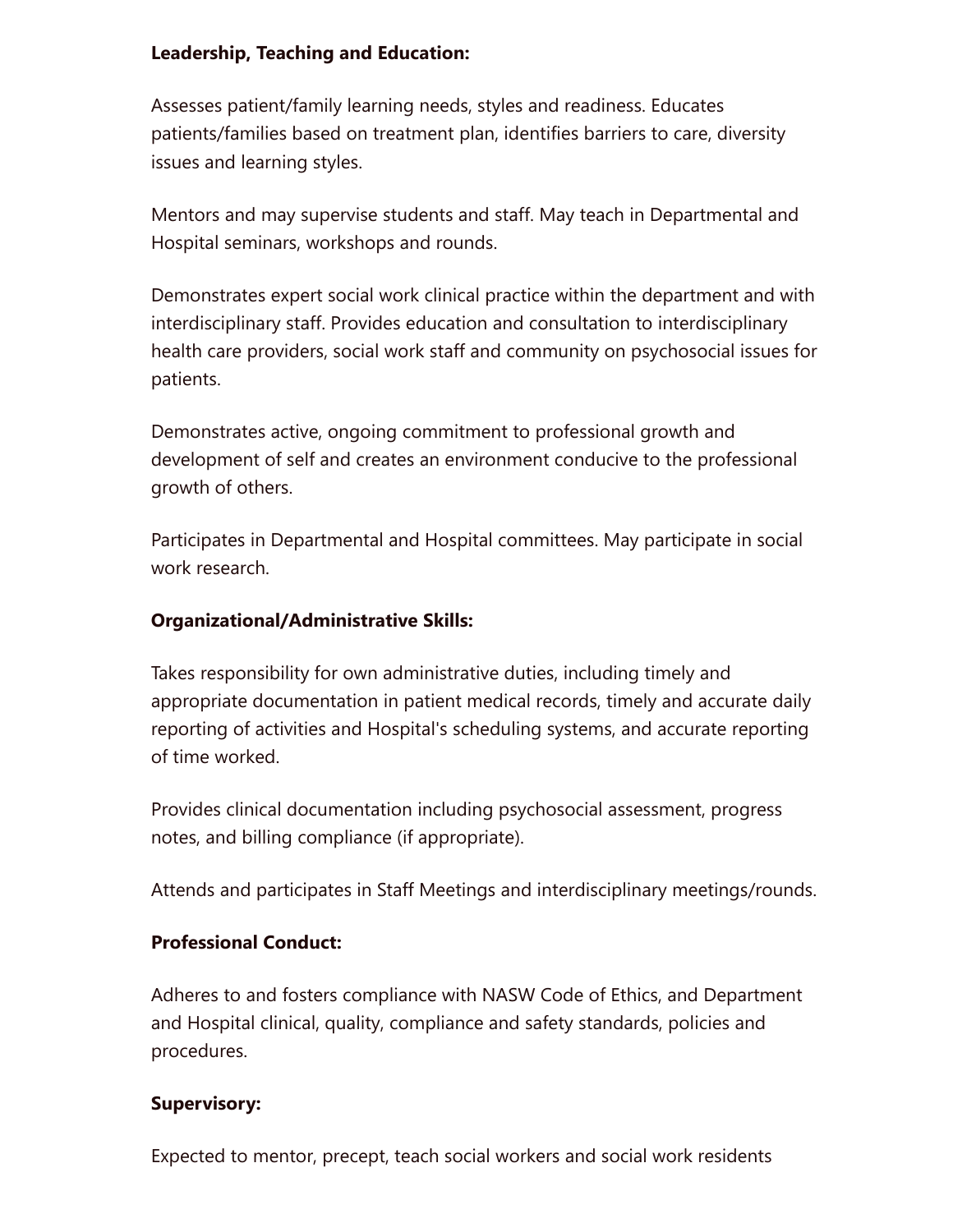**Leadership, Teaching and Education:**

Assesses patient/family learning needs, styles and readiness. Educates patients/families based on treatment plan, identifies barriers to care, diversity issues and learning styles.

Mentors and may supervise students and staff. May teach in Departmental and Hospital seminars, workshops and rounds.

Demonstrates expert social work clinical practice within the department and with interdisciplinary staff. Provides education and consultation to interdisciplinary health care providers, social work staff and community on psychosocial issues for patients.

Demonstrates active, ongoing commitment to professional growth and development of self and creates an environment conducive to the professional growth of others.

Participates in Departmental and Hospital committees. May participate in social work research.

**Organizational/Administrative Skills:**

Takes responsibility for own administrative duties, including timely and appropriate documentation in patient medical records, timely and accurate daily reporting of activities and Hospital's scheduling systems, and accurate reporting of time worked.

Provides clinical documentation including psychosocial assessment, progress notes, and billing compliance (if appropriate).

Attends and participates in Staff Meetings and interdisciplinary meetings/rounds.

**Professional Conduct:**

Adheres to and fosters compliance with NASW Code of Ethics, and Department and Hospital clinical, quality, compliance and safety standards, policies and procedures.

**Supervisory:**

Expected to mentor, precept, teach social workers and social work residents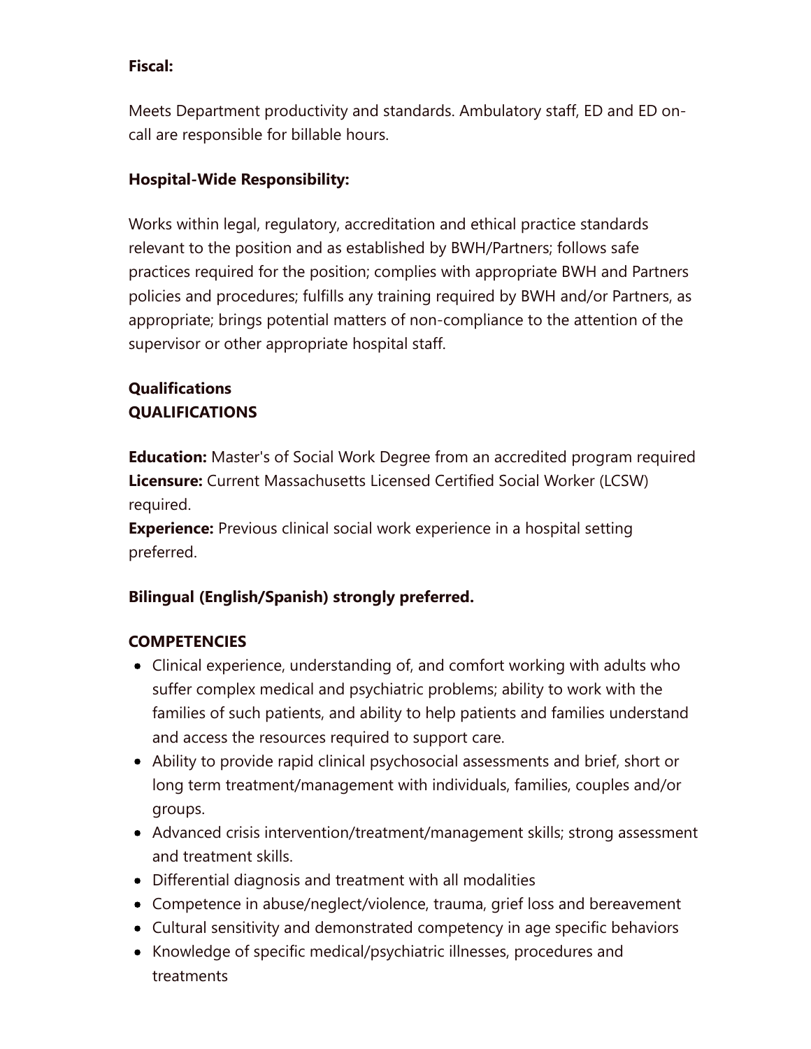**Fiscal:**

Meets Department productivity and standards. Ambulatory staff, ED and ED on-call are responsible for billable hours.

**Hospital-Wide Responsibility:**

Works within legal, regulatory, accreditation and ethical practice standards relevant to the position and as established by BWH/Partners; follows safe practices required for the position; complies with appropriate BWH and Partners policies and procedures; fulfills any training required by BWH and/or Partners, as appropriate; brings potential matters of non-compliance to the attention of the supervisor or other appropriate hospital staff.

**Qualifications**
**QUALIFICATIONS**

**Education:** Master's of Social Work Degree from an accredited program required
**Licensure:** Current Massachusetts Licensed Certified Social Worker (LCSW) required.
**Experience:** Previous clinical social work experience in a hospital setting preferred.

**Bilingual (English/Spanish) strongly preferred.**

**COMPETENCIES**

- Clinical experience, understanding of, and comfort working with adults who suffer complex medical and psychiatric problems; ability to work with the families of such patients, and ability to help patients and families understand and access the resources required to support care.
- Ability to provide rapid clinical psychosocial assessments and brief, short or long term treatment/management with individuals, families, couples and/or groups.
- Advanced crisis intervention/treatment/management skills; strong assessment and treatment skills.
- Differential diagnosis and treatment with all modalities
- Competence in abuse/neglect/violence, trauma, grief loss and bereavement
- Cultural sensitivity and demonstrated competency in age specific behaviors
- Knowledge of specific medical/psychiatric illnesses, procedures and treatments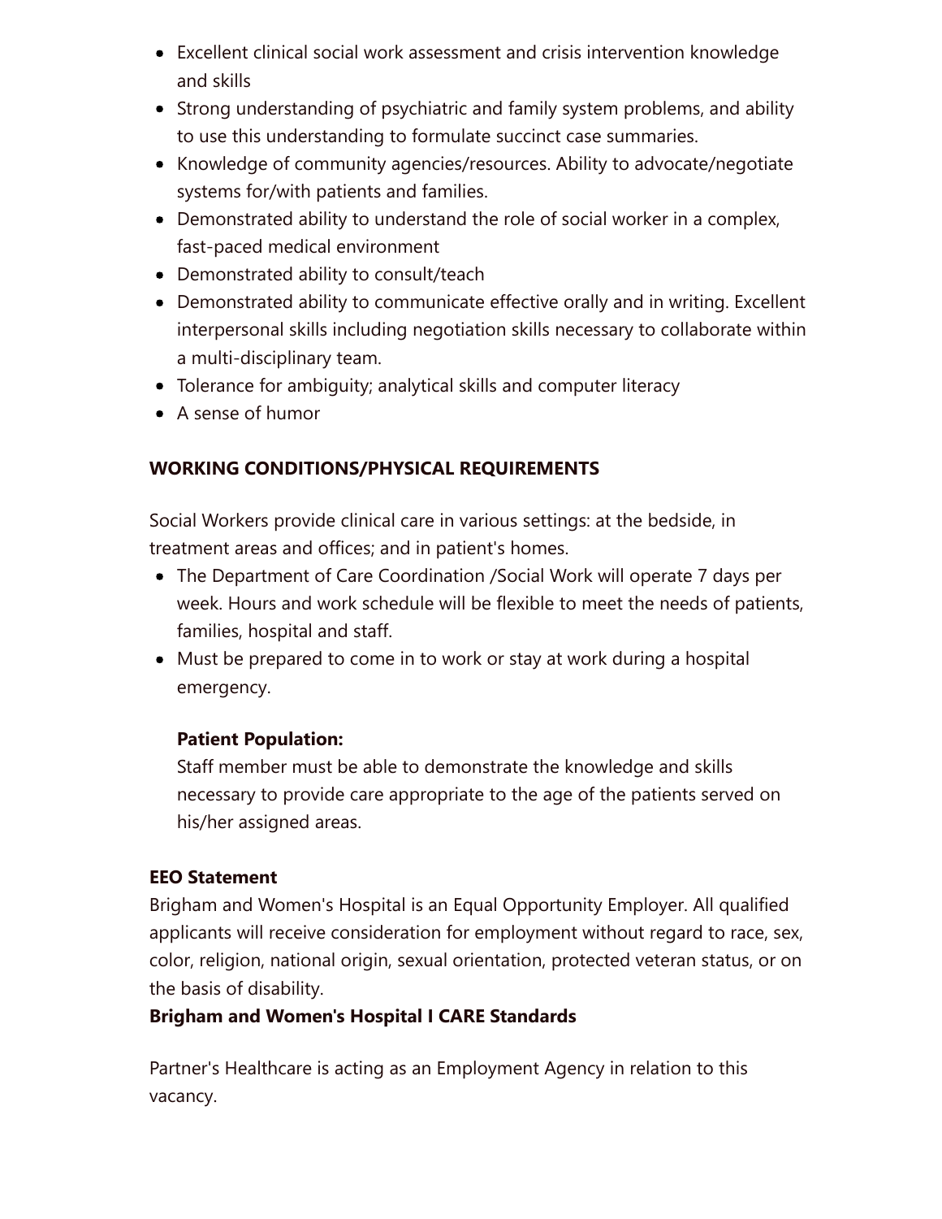- Excellent clinical social work assessment and crisis intervention knowledge and skills
- Strong understanding of psychiatric and family system problems, and ability to use this understanding to formulate succinct case summaries.
- Knowledge of community agencies/resources. Ability to advocate/negotiate systems for/with patients and families.
- Demonstrated ability to understand the role of social worker in a complex, fast-paced medical environment
- Demonstrated ability to consult/teach
- Demonstrated ability to communicate effective orally and in writing. Excellent interpersonal skills including negotiation skills necessary to collaborate within a multi-disciplinary team.
- Tolerance for ambiguity; analytical skills and computer literacy
- A sense of humor

**WORKING CONDITIONS/PHYSICAL REQUIREMENTS**

Social Workers provide clinical care in various settings: at the bedside, in treatment areas and offices; and in patient's homes.

- The Department of Care Coordination /Social Work will operate 7 days per week. Hours and work schedule will be flexible to meet the needs of patients, families, hospital and staff.
- Must be prepared to come in to work or stay at work during a hospital emergency.

  **Patient Population:**
  Staff member must be able to demonstrate the knowledge and skills necessary to provide care appropriate to the age of the patients served on his/her assigned areas.

**EEO Statement**
Brigham and Women's Hospital is an Equal Opportunity Employer. All qualified applicants will receive consideration for employment without regard to race, sex, color, religion, national origin, sexual orientation, protected veteran status, or on the basis of disability.
**Brigham and Women's Hospital I CARE Standards**

Partner's Healthcare is acting as an Employment Agency in relation to this vacancy.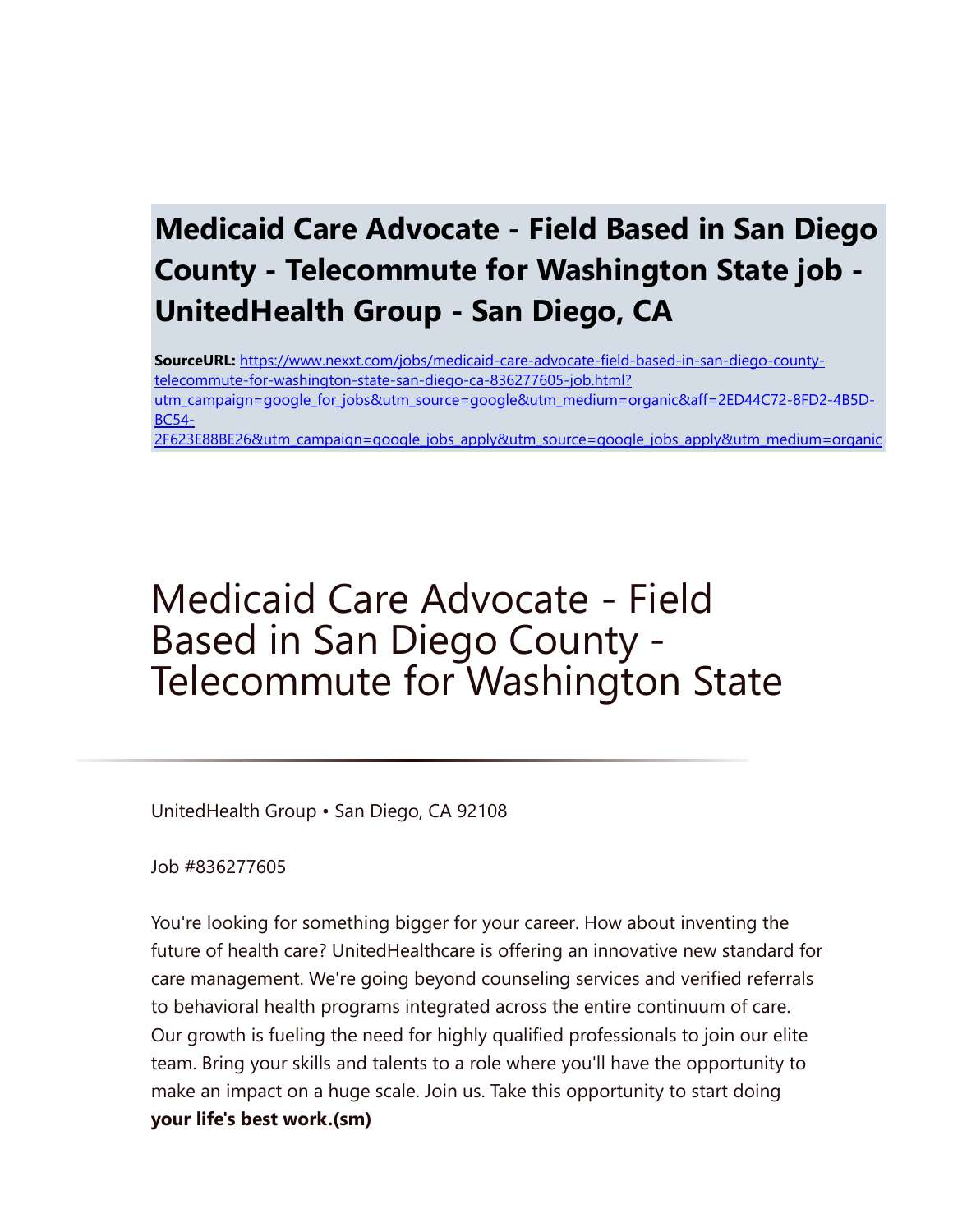# Medicaid Care Advocate - Field Based in San Diego County - Telecommute for Washington State job - UnitedHealth Group - San Diego, CA

**SourceURL:** https://www.nexxt.com/jobs/medicaid-care-advocate-field-based-in-san-diego-county-telecommute-for-washington-state-san-diego-ca-836277605-job.html?utm_campaign=google_for_jobs&utm_source=google&utm_medium=organic&aff=2ED44C72-8FD2-4B5D-BC54-2F623E88BE26&utm_campaign=google_jobs_apply&utm_source=google_jobs_apply&utm_medium=organic

## Medicaid Care Advocate - Field Based in San Diego County - Telecommute for Washington State

UnitedHealth Group • San Diego, CA 92108

Job #836277605

You're looking for something bigger for your career. How about inventing the future of health care? UnitedHealthcare is offering an innovative new standard for care management. We're going beyond counseling services and verified referrals to behavioral health programs integrated across the entire continuum of care. Our growth is fueling the need for highly qualified professionals to join our elite team. Bring your skills and talents to a role where you'll have the opportunity to make an impact on a huge scale. Join us. Take this opportunity to start doing **your life's best work.(sm)**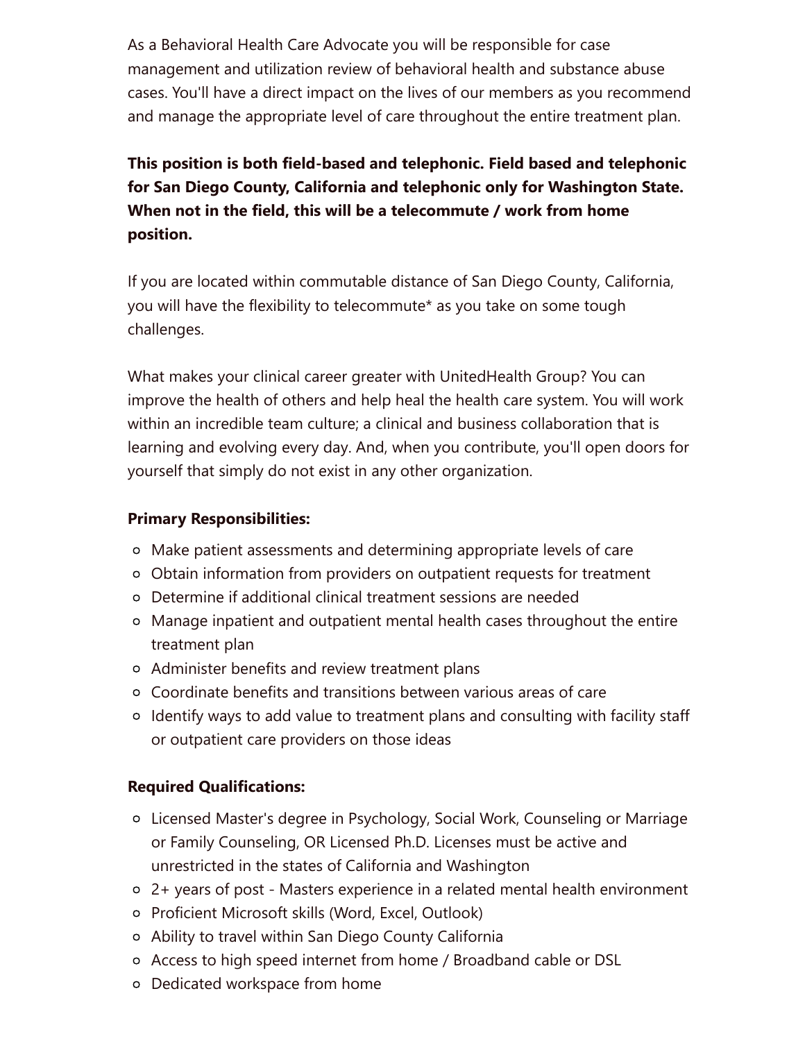As a Behavioral Health Care Advocate you will be responsible for case management and utilization review of behavioral health and substance abuse cases. You'll have a direct impact on the lives of our members as you recommend and manage the appropriate level of care throughout the entire treatment plan.

**This position is both field-based and telephonic. Field based and telephonic for San Diego County, California and telephonic only for Washington State. When not in the field, this will be a telecommute / work from home position.**

If you are located within commutable distance of San Diego County, California, you will have the flexibility to telecommute* as you take on some tough challenges.

What makes your clinical career greater with UnitedHealth Group? You can improve the health of others and help heal the health care system. You will work within an incredible team culture; a clinical and business collaboration that is learning and evolving every day. And, when you contribute, you'll open doors for yourself that simply do not exist in any other organization.

**Primary Responsibilities:**

- Make patient assessments and determining appropriate levels of care
- Obtain information from providers on outpatient requests for treatment
- Determine if additional clinical treatment sessions are needed
- Manage inpatient and outpatient mental health cases throughout the entire treatment plan
- Administer benefits and review treatment plans
- Coordinate benefits and transitions between various areas of care
- Identify ways to add value to treatment plans and consulting with facility staff or outpatient care providers on those ideas

**Required Qualifications:**

- Licensed Master's degree in Psychology, Social Work, Counseling or Marriage or Family Counseling, OR Licensed Ph.D. Licenses must be active and unrestricted in the states of California and Washington
- 2+ years of post - Masters experience in a related mental health environment
- Proficient Microsoft skills (Word, Excel, Outlook)
- Ability to travel within San Diego County California
- Access to high speed internet from home / Broadband cable or DSL
- Dedicated workspace from home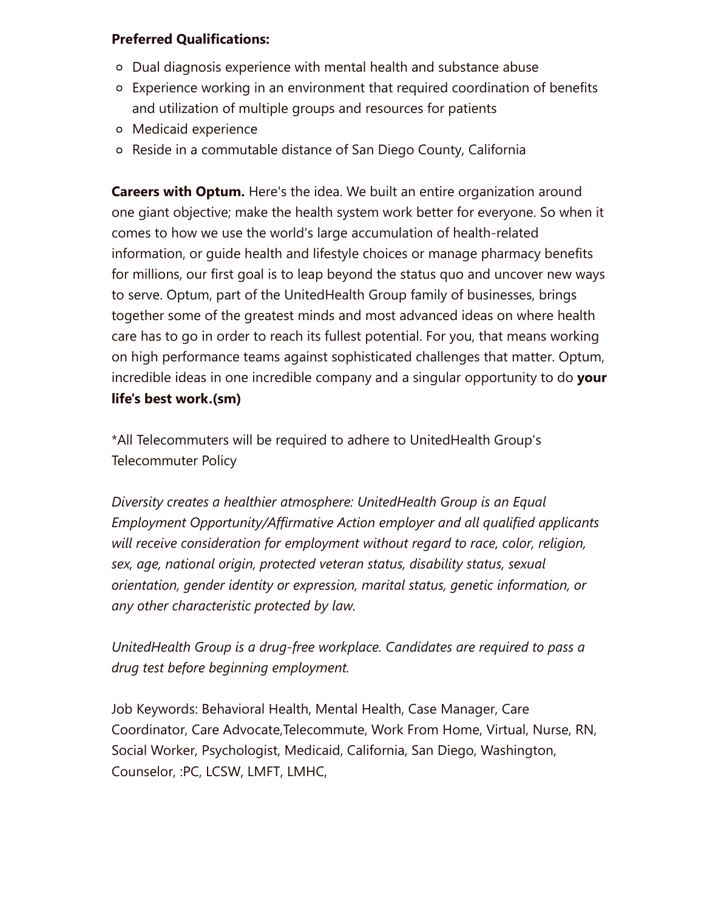**Preferred Qualifications:**

- Dual diagnosis experience with mental health and substance abuse
- Experience working in an environment that required coordination of benefits and utilization of multiple groups and resources for patients
- Medicaid experience
- Reside in a commutable distance of San Diego County, California

**Careers with Optum.** Here's the idea. We built an entire organization around one giant objective; make the health system work better for everyone. So when it comes to how we use the world's large accumulation of health-related information, or guide health and lifestyle choices or manage pharmacy benefits for millions, our first goal is to leap beyond the status quo and uncover new ways to serve. Optum, part of the UnitedHealth Group family of businesses, brings together some of the greatest minds and most advanced ideas on where health care has to go in order to reach its fullest potential. For you, that means working on high performance teams against sophisticated challenges that matter. Optum, incredible ideas in one incredible company and a singular opportunity to do **your life's best work.(sm)**

*All Telecommuters will be required to adhere to UnitedHealth Group's Telecommuter Policy

*Diversity creates a healthier atmosphere: UnitedHealth Group is an Equal Employment Opportunity/Affirmative Action employer and all qualified applicants will receive consideration for employment without regard to race, color, religion, sex, age, national origin, protected veteran status, disability status, sexual orientation, gender identity or expression, marital status, genetic information, or any other characteristic protected by law.*

*UnitedHealth Group is a drug-free workplace. Candidates are required to pass a drug test before beginning employment.*

Job Keywords: Behavioral Health, Mental Health, Case Manager, Care Coordinator, Care Advocate,Telecommute, Work From Home, Virtual, Nurse, RN, Social Worker, Psychologist, Medicaid, California, San Diego, Washington, Counselor, :PC, LCSW, LMFT, LMHC,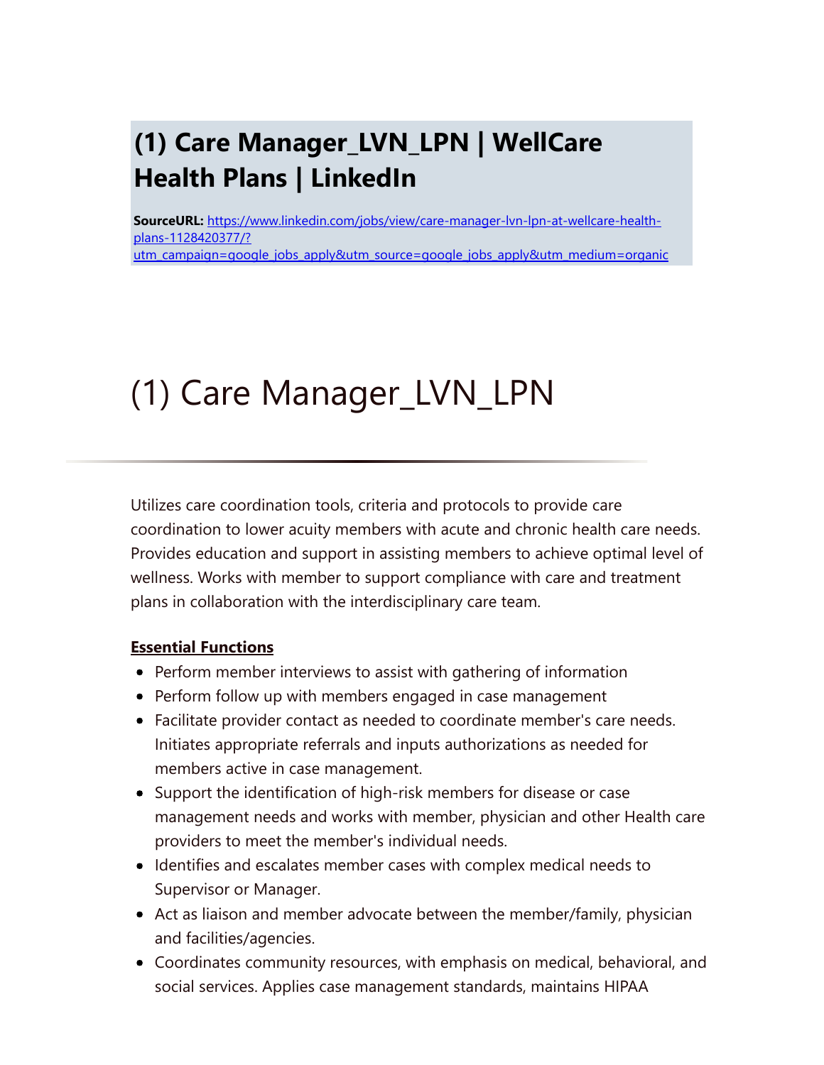## (1) Care Manager_LVN_LPN | WellCare Health Plans | LinkedIn

**SourceURL:** https://www.linkedin.com/jobs/view/care-manager-lvn-lpn-at-wellcare-health-plans-1128420377/?utm_campaign=google_jobs_apply&utm_source=google_jobs_apply&utm_medium=organic

# (1) Care Manager_LVN_LPN

Utilizes care coordination tools, criteria and protocols to provide care coordination to lower acuity members with acute and chronic health care needs. Provides education and support in assisting members to achieve optimal level of wellness. Works with member to support compliance with care and treatment plans in collaboration with the interdisciplinary care team.

**Essential Functions**

- Perform member interviews to assist with gathering of information
- Perform follow up with members engaged in case management
- Facilitate provider contact as needed to coordinate member's care needs. Initiates appropriate referrals and inputs authorizations as needed for members active in case management.
- Support the identification of high-risk members for disease or case management needs and works with member, physician and other Health care providers to meet the member's individual needs.
- Identifies and escalates member cases with complex medical needs to Supervisor or Manager.
- Act as liaison and member advocate between the member/family, physician and facilities/agencies.
- Coordinates community resources, with emphasis on medical, behavioral, and social services. Applies case management standards, maintains HIPAA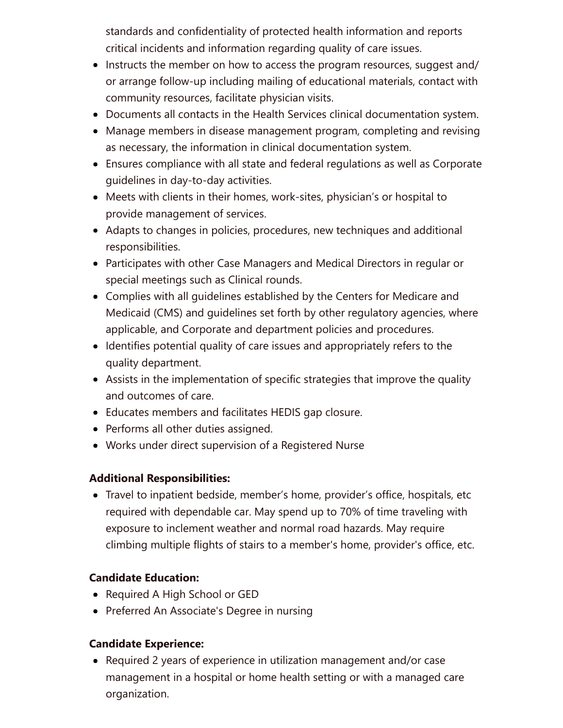standards and confidentiality of protected health information and reports critical incidents and information regarding quality of care issues.

- Instructs the member on how to access the program resources, suggest and/or arrange follow-up including mailing of educational materials, contact with community resources, facilitate physician visits.
- Documents all contacts in the Health Services clinical documentation system.
- Manage members in disease management program, completing and revising as necessary, the information in clinical documentation system.
- Ensures compliance with all state and federal regulations as well as Corporate guidelines in day-to-day activities.
- Meets with clients in their homes, work-sites, physician's or hospital to provide management of services.
- Adapts to changes in policies, procedures, new techniques and additional responsibilities.
- Participates with other Case Managers and Medical Directors in regular or special meetings such as Clinical rounds.
- Complies with all guidelines established by the Centers for Medicare and Medicaid (CMS) and guidelines set forth by other regulatory agencies, where applicable, and Corporate and department policies and procedures.
- Identifies potential quality of care issues and appropriately refers to the quality department.
- Assists in the implementation of specific strategies that improve the quality and outcomes of care.
- Educates members and facilitates HEDIS gap closure.
- Performs all other duties assigned.
- Works under direct supervision of a Registered Nurse

**Additional Responsibilities:**

- Travel to inpatient bedside, member's home, provider's office, hospitals, etc required with dependable car. May spend up to 70% of time traveling with exposure to inclement weather and normal road hazards. May require climbing multiple flights of stairs to a member's home, provider's office, etc.

**Candidate Education:**

- Required A High School or GED
- Preferred An Associate's Degree in nursing

**Candidate Experience:**

- Required 2 years of experience in utilization management and/or case management in a hospital or home health setting or with a managed care organization.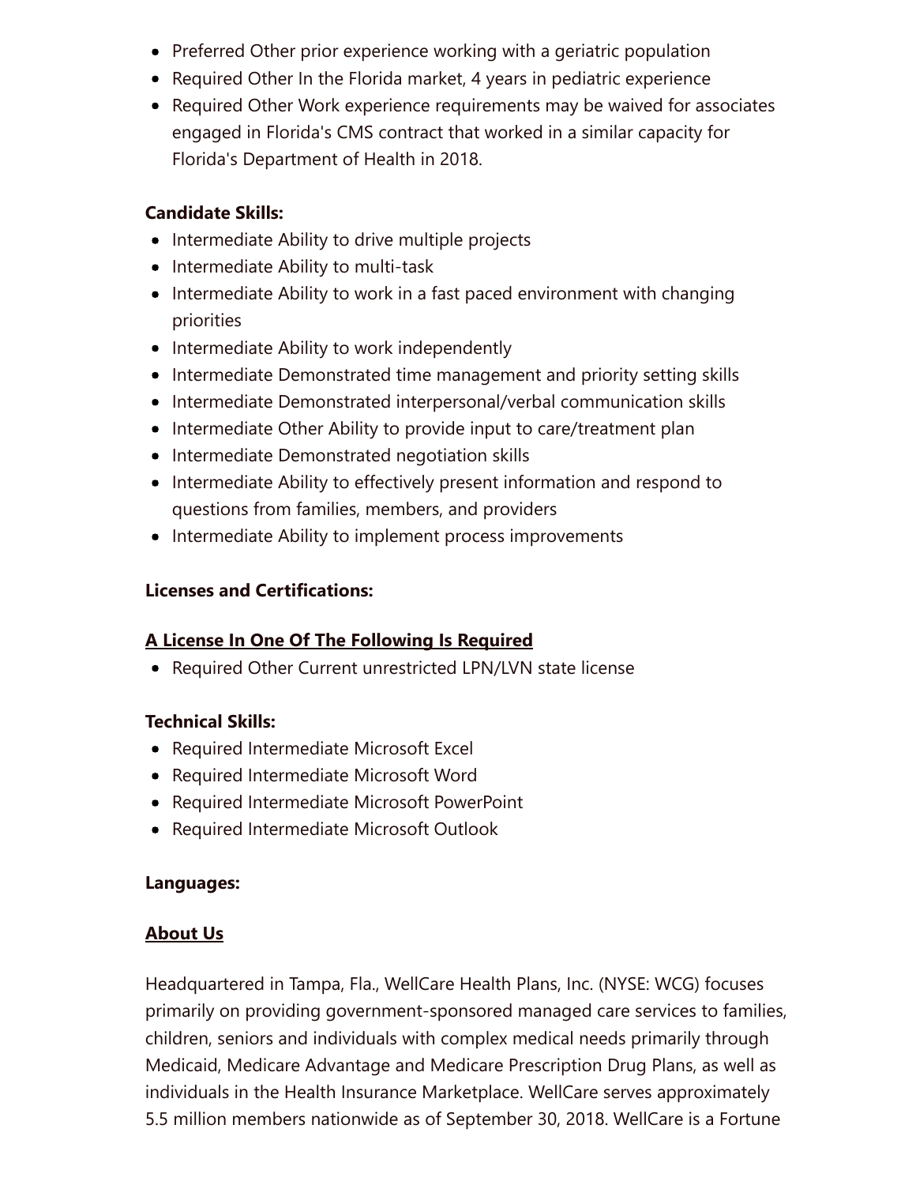- Preferred Other prior experience working with a geriatric population
- Required Other In the Florida market, 4 years in pediatric experience
- Required Other Work experience requirements may be waived for associates engaged in Florida's CMS contract that worked in a similar capacity for Florida's Department of Health in 2018.

**Candidate Skills:**

- Intermediate Ability to drive multiple projects
- Intermediate Ability to multi-task
- Intermediate Ability to work in a fast paced environment with changing priorities
- Intermediate Ability to work independently
- Intermediate Demonstrated time management and priority setting skills
- Intermediate Demonstrated interpersonal/verbal communication skills
- Intermediate Other Ability to provide input to care/treatment plan
- Intermediate Demonstrated negotiation skills
- Intermediate Ability to effectively present information and respond to questions from families, members, and providers
- Intermediate Ability to implement process improvements

**Licenses and Certifications:**

**A License In One Of The Following Is Required**

- Required Other Current unrestricted LPN/LVN state license

**Technical Skills:**

- Required Intermediate Microsoft Excel
- Required Intermediate Microsoft Word
- Required Intermediate Microsoft PowerPoint
- Required Intermediate Microsoft Outlook

**Languages:**

**About Us**

Headquartered in Tampa, Fla., WellCare Health Plans, Inc. (NYSE: WCG) focuses primarily on providing government-sponsored managed care services to families, children, seniors and individuals with complex medical needs primarily through Medicaid, Medicare Advantage and Medicare Prescription Drug Plans, as well as individuals in the Health Insurance Marketplace. WellCare serves approximately 5.5 million members nationwide as of September 30, 2018. WellCare is a Fortune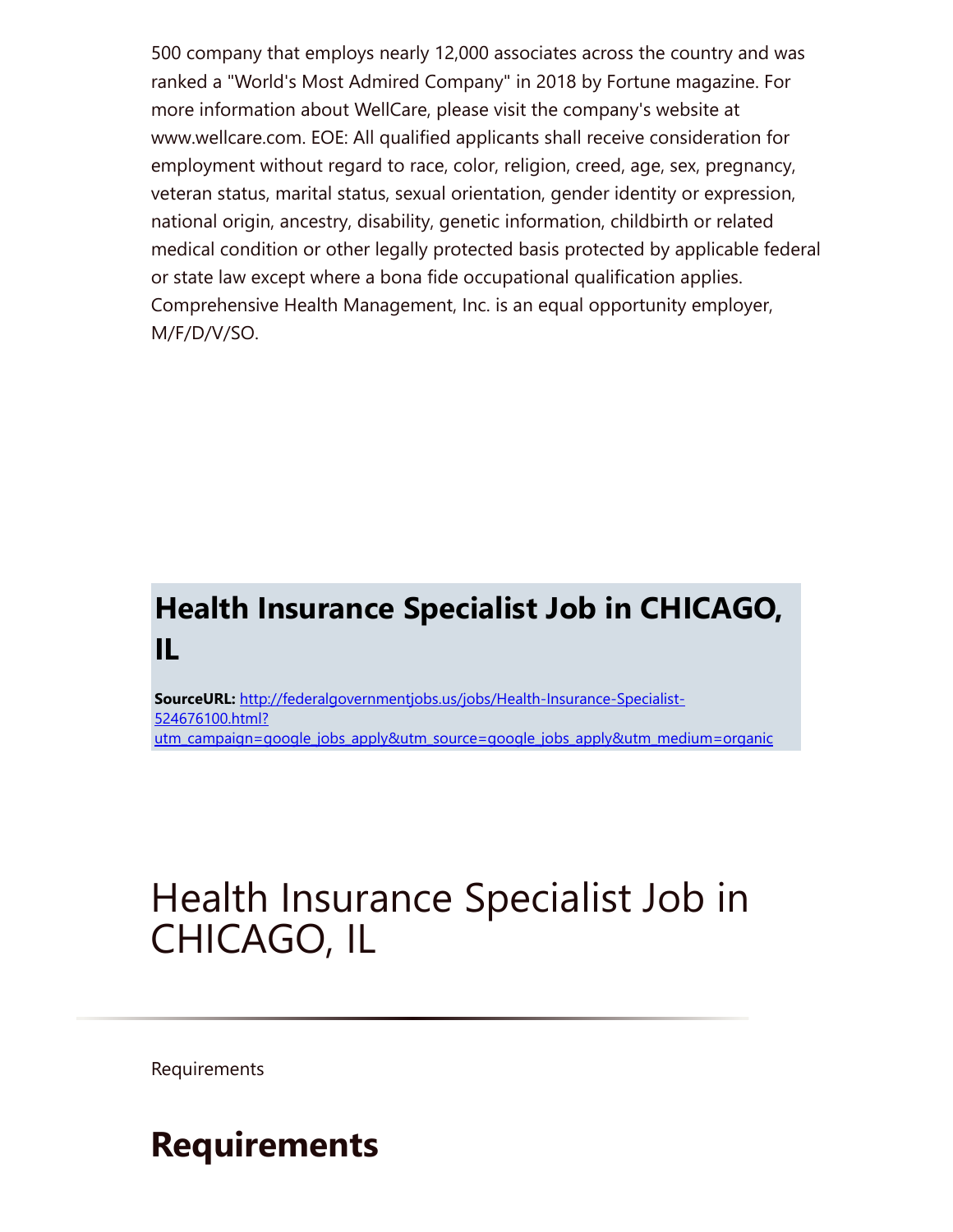500 company that employs nearly 12,000 associates across the country and was ranked a "World's Most Admired Company" in 2018 by Fortune magazine. For more information about WellCare, please visit the company's website at www.wellcare.com. EOE: All qualified applicants shall receive consideration for employment without regard to race, color, religion, creed, age, sex, pregnancy, veteran status, marital status, sexual orientation, gender identity or expression, national origin, ancestry, disability, genetic information, childbirth or related medical condition or other legally protected basis protected by applicable federal or state law except where a bona fide occupational qualification applies. Comprehensive Health Management, Inc. is an equal opportunity employer, M/F/D/V/SO.

## Health Insurance Specialist Job in CHICAGO, IL

**SourceURL:** [http://federalgovernmentjobs.us/jobs/Health-Insurance-Specialist-524676100.html?utm_campaign=google_jobs_apply&utm_source=google_jobs_apply&utm_medium=organic](http://federalgovernmentjobs.us/jobs/Health-Insurance-Specialist-524676100.html?utm_campaign=google_jobs_apply&utm_source=google_jobs_apply&utm_medium=organic)

# Health Insurance Specialist Job in CHICAGO, IL

Requirements

## Requirements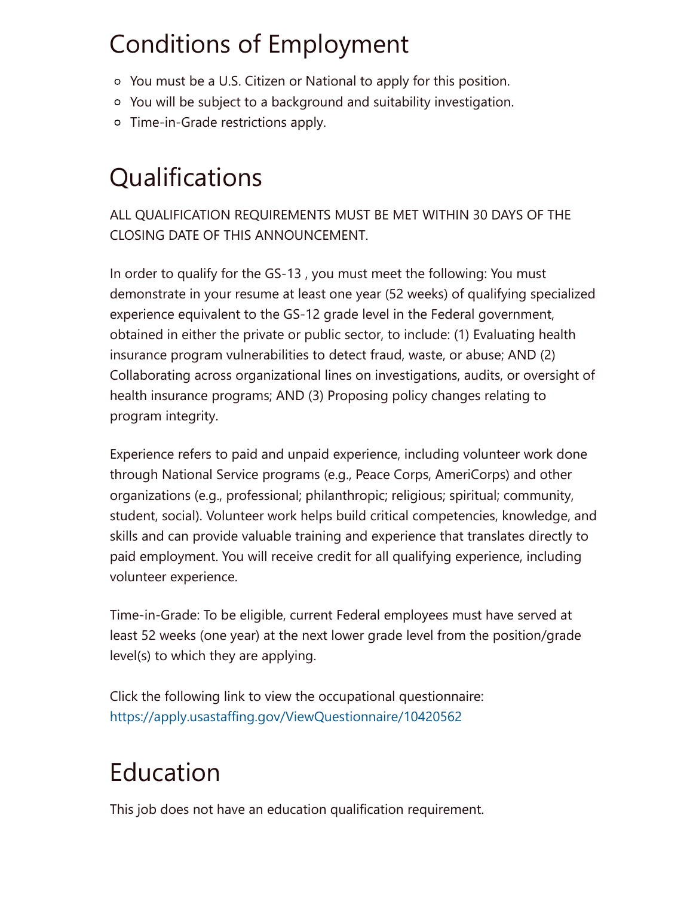## Conditions of Employment

- You must be a U.S. Citizen or National to apply for this position.
- You will be subject to a background and suitability investigation.
- Time-in-Grade restrictions apply.

## Qualifications

ALL QUALIFICATION REQUIREMENTS MUST BE MET WITHIN 30 DAYS OF THE CLOSING DATE OF THIS ANNOUNCEMENT.

In order to qualify for the GS-13 , you must meet the following: You must demonstrate in your resume at least one year (52 weeks) of qualifying specialized experience equivalent to the GS-12 grade level in the Federal government, obtained in either the private or public sector, to include: (1) Evaluating health insurance program vulnerabilities to detect fraud, waste, or abuse; AND (2) Collaborating across organizational lines on investigations, audits, or oversight of health insurance programs; AND (3) Proposing policy changes relating to program integrity.

Experience refers to paid and unpaid experience, including volunteer work done through National Service programs (e.g., Peace Corps, AmeriCorps) and other organizations (e.g., professional; philanthropic; religious; spiritual; community, student, social). Volunteer work helps build critical competencies, knowledge, and skills and can provide valuable training and experience that translates directly to paid employment. You will receive credit for all qualifying experience, including volunteer experience.

Time-in-Grade: To be eligible, current Federal employees must have served at least 52 weeks (one year) at the next lower grade level from the position/grade level(s) to which they are applying.

Click the following link to view the occupational questionnaire: https://apply.usastaffing.gov/ViewQuestionnaire/10420562

## Education

This job does not have an education qualification requirement.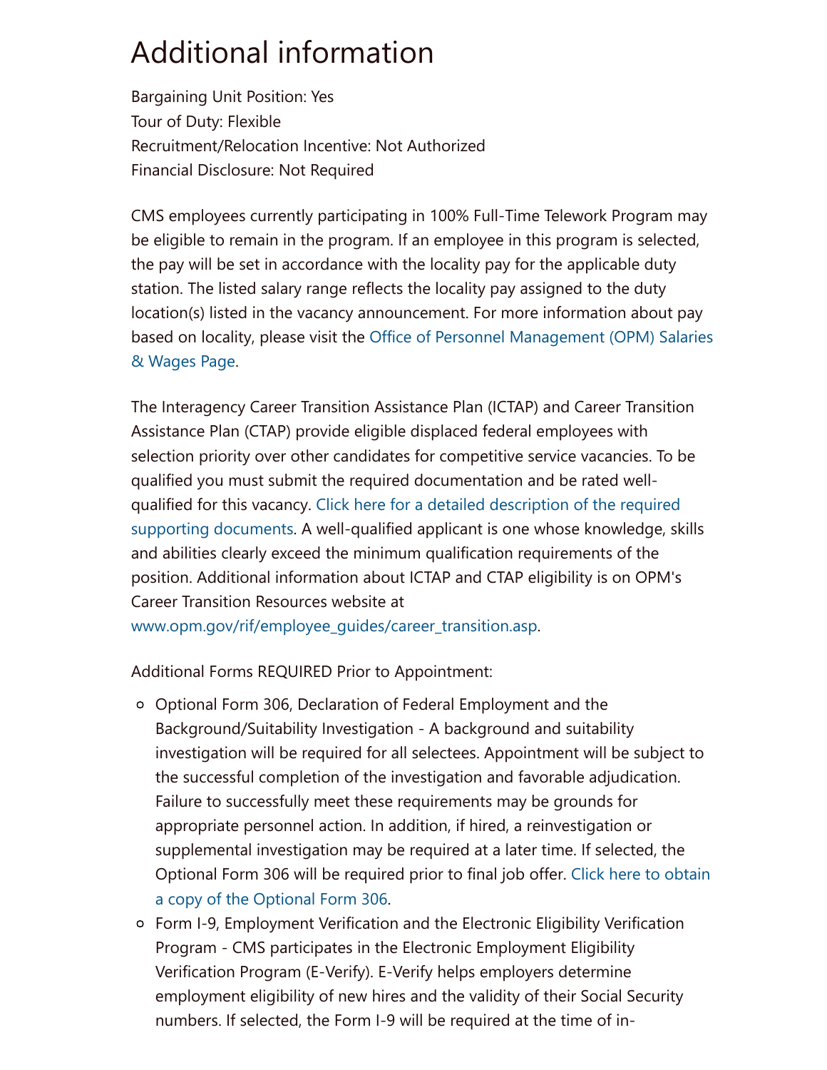# Additional information

Bargaining Unit Position: Yes
Tour of Duty: Flexible
Recruitment/Relocation Incentive: Not Authorized
Financial Disclosure: Not Required

CMS employees currently participating in 100% Full-Time Telework Program may be eligible to remain in the program. If an employee in this program is selected, the pay will be set in accordance with the locality pay for the applicable duty station. The listed salary range reflects the locality pay assigned to the duty location(s) listed in the vacancy announcement. For more information about pay based on locality, please visit the Office of Personnel Management (OPM) Salaries & Wages Page.

The Interagency Career Transition Assistance Plan (ICTAP) and Career Transition Assistance Plan (CTAP) provide eligible displaced federal employees with selection priority over other candidates for competitive service vacancies. To be qualified you must submit the required documentation and be rated well-qualified for this vacancy. Click here for a detailed description of the required supporting documents. A well-qualified applicant is one whose knowledge, skills and abilities clearly exceed the minimum qualification requirements of the position. Additional information about ICTAP and CTAP eligibility is on OPM's Career Transition Resources website at www.opm.gov/rif/employee_guides/career_transition.asp.

Additional Forms REQUIRED Prior to Appointment:

- Optional Form 306, Declaration of Federal Employment and the Background/Suitability Investigation - A background and suitability investigation will be required for all selectees. Appointment will be subject to the successful completion of the investigation and favorable adjudication. Failure to successfully meet these requirements may be grounds for appropriate personnel action. In addition, if hired, a reinvestigation or supplemental investigation may be required at a later time. If selected, the Optional Form 306 will be required prior to final job offer. Click here to obtain a copy of the Optional Form 306.
- Form I-9, Employment Verification and the Electronic Eligibility Verification Program - CMS participates in the Electronic Employment Eligibility Verification Program (E-Verify). E-Verify helps employers determine employment eligibility of new hires and the validity of their Social Security numbers. If selected, the Form I-9 will be required at the time of in-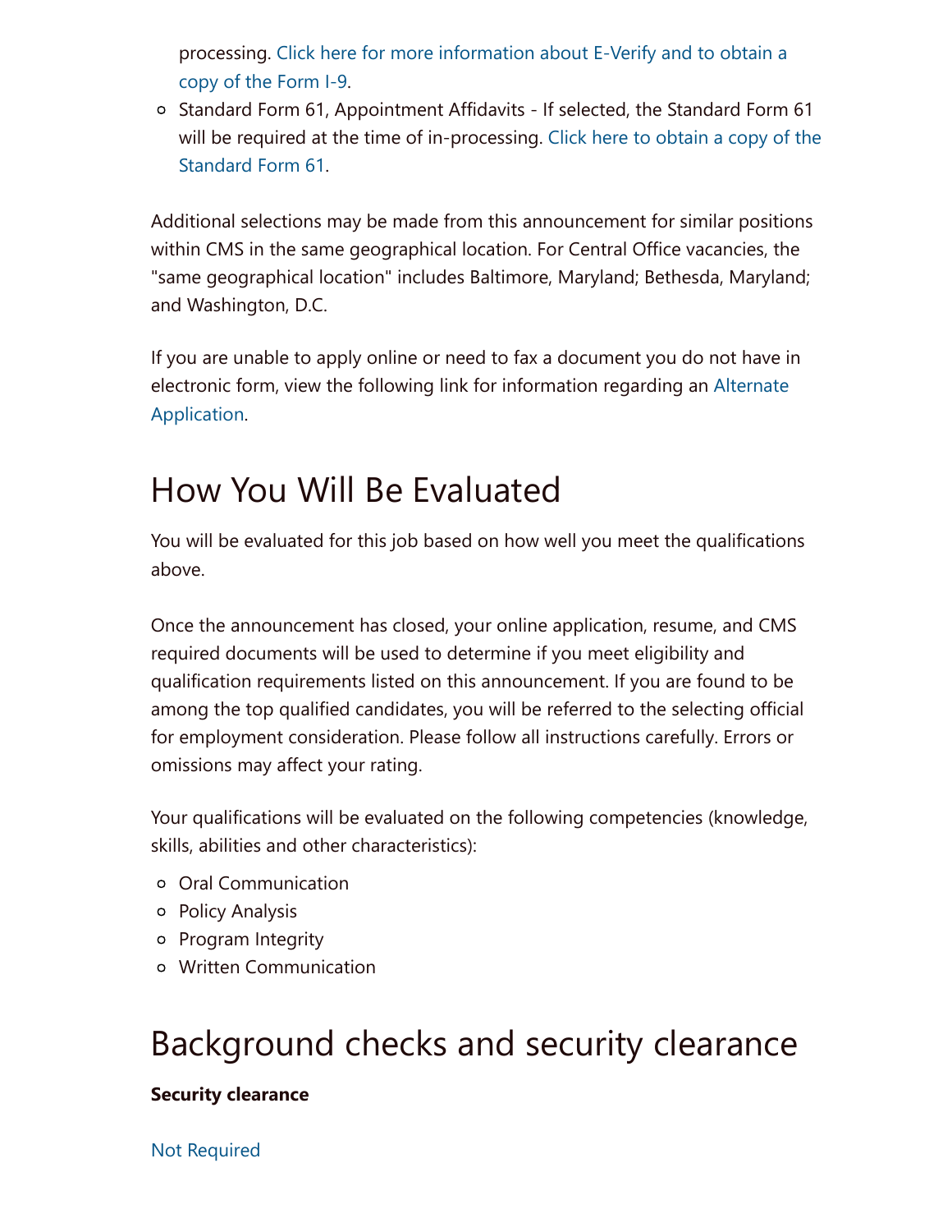processing. Click here for more information about E-Verify and to obtain a copy of the Form I-9.

- Standard Form 61, Appointment Affidavits - If selected, the Standard Form 61 will be required at the time of in-processing. Click here to obtain a copy of the Standard Form 61.

Additional selections may be made from this announcement for similar positions within CMS in the same geographical location. For Central Office vacancies, the "same geographical location" includes Baltimore, Maryland; Bethesda, Maryland; and Washington, D.C.

If you are unable to apply online or need to fax a document you do not have in electronic form, view the following link for information regarding an Alternate Application.

# How You Will Be Evaluated

You will be evaluated for this job based on how well you meet the qualifications above.

Once the announcement has closed, your online application, resume, and CMS required documents will be used to determine if you meet eligibility and qualification requirements listed on this announcement. If you are found to be among the top qualified candidates, you will be referred to the selecting official for employment consideration. Please follow all instructions carefully. Errors or omissions may affect your rating.

Your qualifications will be evaluated on the following competencies (knowledge, skills, abilities and other characteristics):

- Oral Communication
- Policy Analysis
- Program Integrity
- Written Communication

# Background checks and security clearance

**Security clearance**

Not Required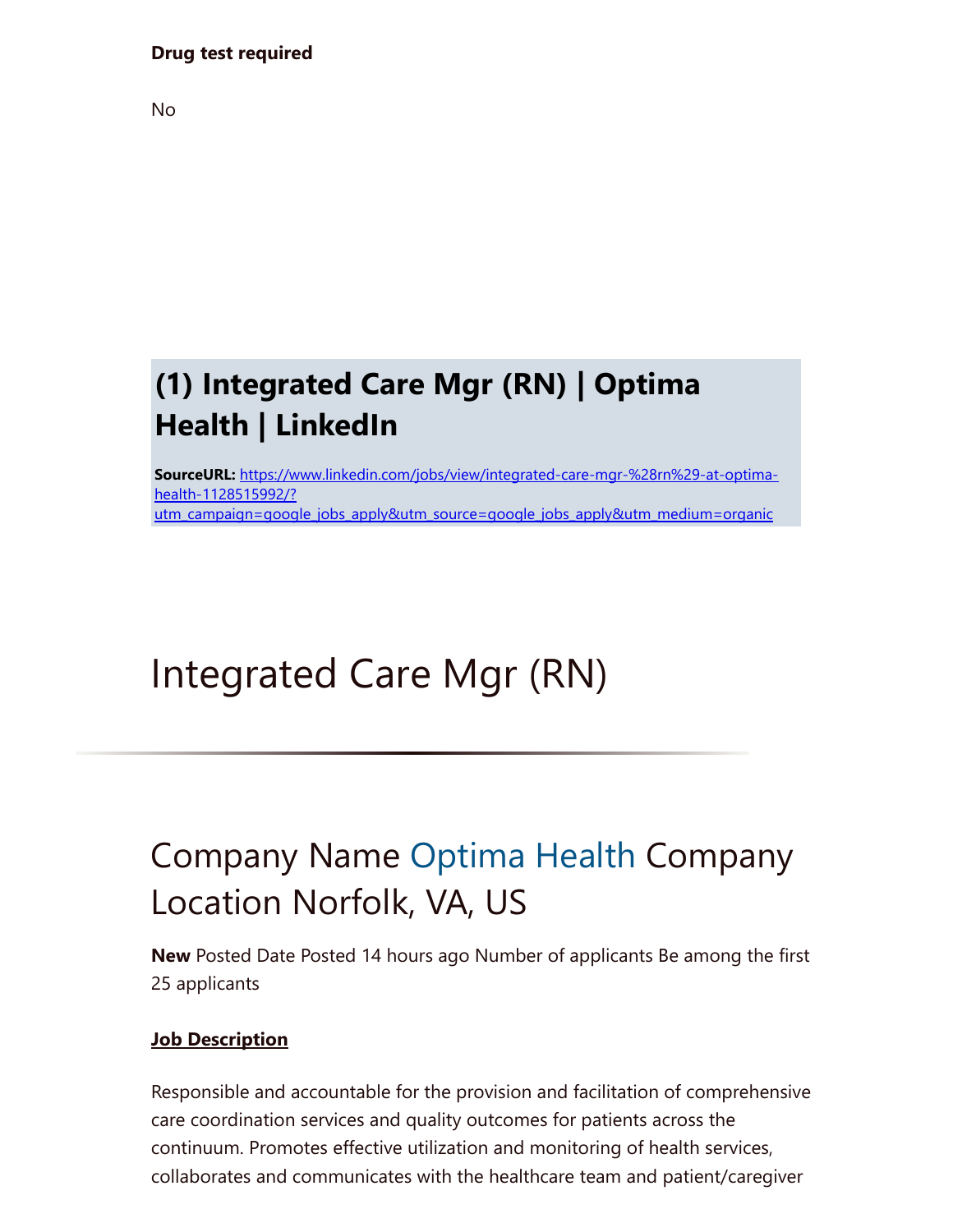**Drug test required**

No

## (1) Integrated Care Mgr (RN) | Optima Health | LinkedIn

**SourceURL:** [https://www.linkedin.com/jobs/view/integrated-care-mgr-%28rn%29-at-optima-health-1128515992/?utm_campaign=google_jobs_apply&utm_source=google_jobs_apply&utm_medium=organic](https://www.linkedin.com/jobs/view/integrated-care-mgr-%28rn%29-at-optima-health-1128515992/?utm_campaign=google_jobs_apply&utm_source=google_jobs_apply&utm_medium=organic)

# Integrated Care Mgr (RN)

---

## Company Name Optima Health Company Location Norfolk, VA, US

**New** Posted Date Posted 14 hours ago Number of applicants Be among the first 25 applicants

**Job Description**

Responsible and accountable for the provision and facilitation of comprehensive care coordination services and quality outcomes for patients across the continuum. Promotes effective utilization and monitoring of health services, collaborates and communicates with the healthcare team and patient/caregiver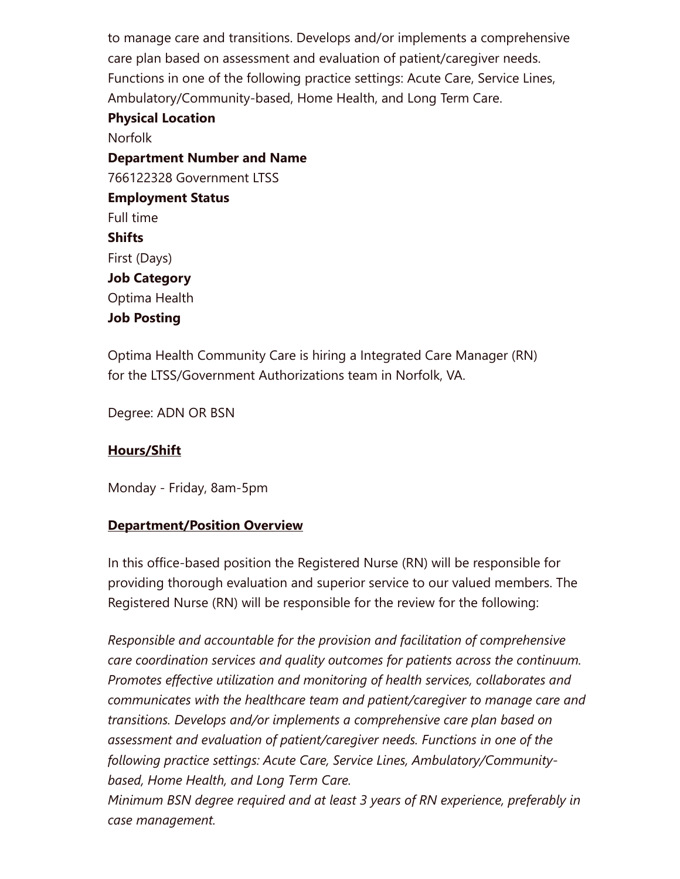to manage care and transitions. Develops and/or implements a comprehensive care plan based on assessment and evaluation of patient/caregiver needs. Functions in one of the following practice settings: Acute Care, Service Lines, Ambulatory/Community-based, Home Health, and Long Term Care.

**Physical Location**

Norfolk

**Department Number and Name**

766122328 Government LTSS

**Employment Status**

Full time

**Shifts**

First (Days)

**Job Category**

Optima Health

**Job Posting**

Optima Health Community Care is hiring a Integrated Care Manager (RN) for the LTSS/Government Authorizations team in Norfolk, VA.

Degree: ADN OR BSN

**Hours/Shift**

Monday - Friday, 8am-5pm

**Department/Position Overview**

In this office-based position the Registered Nurse (RN) will be responsible for providing thorough evaluation and superior service to our valued members. The Registered Nurse (RN) will be responsible for the review for the following:

*Responsible and accountable for the provision and facilitation of comprehensive care coordination services and quality outcomes for patients across the continuum. Promotes effective utilization and monitoring of health services, collaborates and communicates with the healthcare team and patient/caregiver to manage care and transitions. Develops and/or implements a comprehensive care plan based on assessment and evaluation of patient/caregiver needs. Functions in one of the following practice settings: Acute Care, Service Lines, Ambulatory/Community-based, Home Health, and Long Term Care.*

*Minimum BSN degree required and at least 3 years of RN experience, preferably in case management.*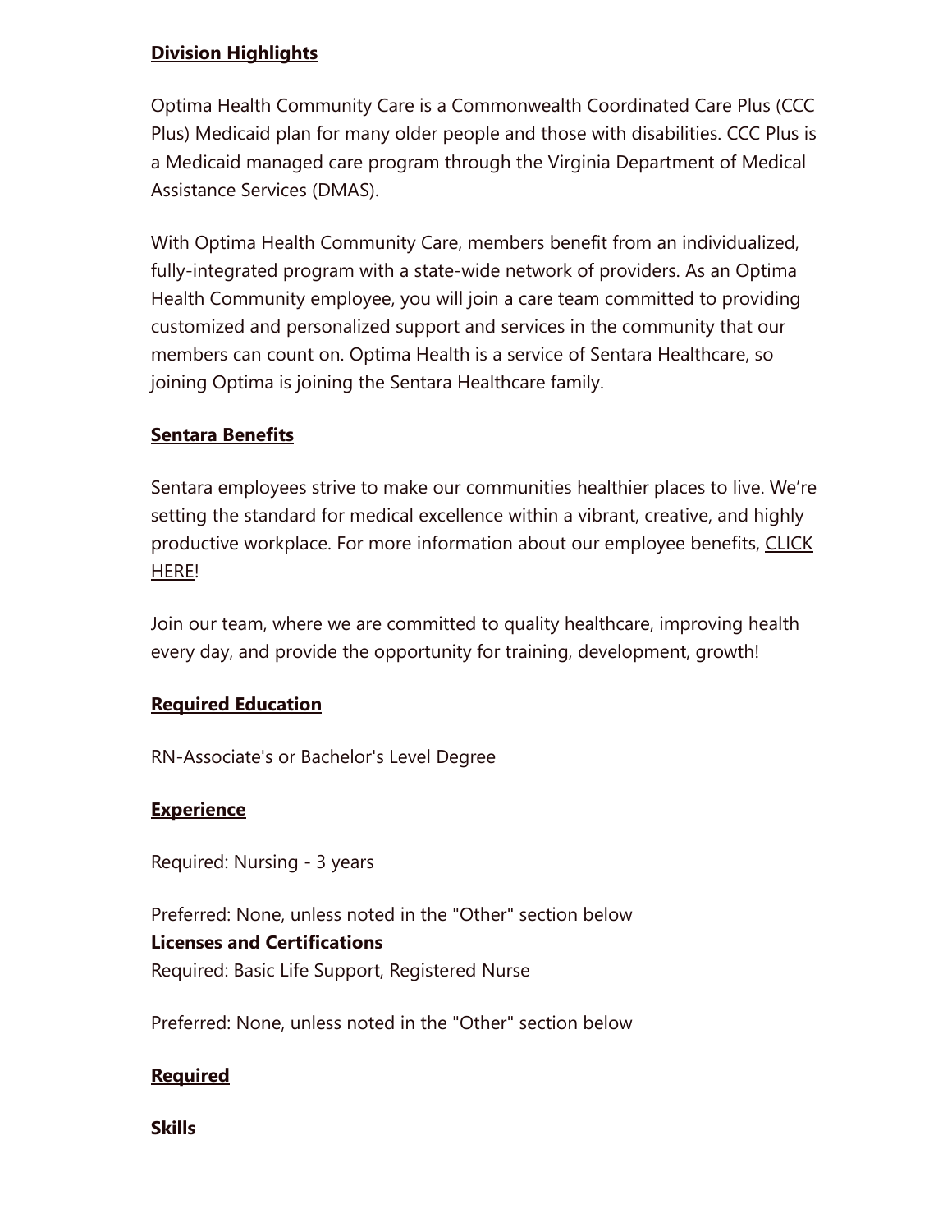**Division Highlights**

Optima Health Community Care is a Commonwealth Coordinated Care Plus (CCC Plus) Medicaid plan for many older people and those with disabilities. CCC Plus is a Medicaid managed care program through the Virginia Department of Medical Assistance Services (DMAS).

With Optima Health Community Care, members benefit from an individualized, fully-integrated program with a state-wide network of providers. As an Optima Health Community employee, you will join a care team committed to providing customized and personalized support and services in the community that our members can count on. Optima Health is a service of Sentara Healthcare, so joining Optima is joining the Sentara Healthcare family.

**Sentara Benefits**

Sentara employees strive to make our communities healthier places to live. We're setting the standard for medical excellence within a vibrant, creative, and highly productive workplace. For more information about our employee benefits, CLICK HERE!

Join our team, where we are committed to quality healthcare, improving health every day, and provide the opportunity for training, development, growth!

**Required Education**

RN-Associate's or Bachelor's Level Degree

**Experience**

Required: Nursing - 3 years

Preferred: None, unless noted in the "Other" section below

**Licenses and Certifications**

Required: Basic Life Support, Registered Nurse

Preferred: None, unless noted in the "Other" section below

**Required**

**Skills**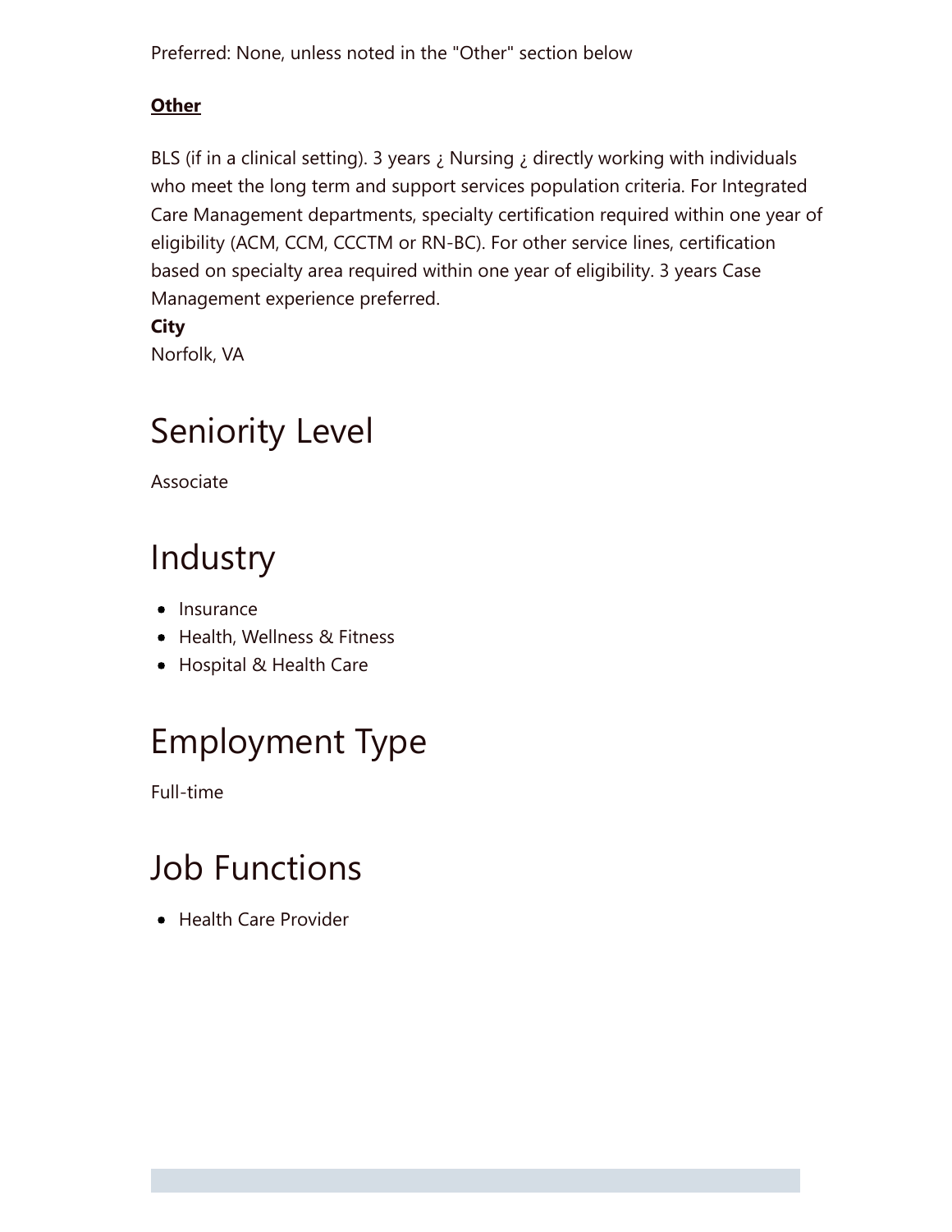Preferred: None, unless noted in the "Other" section below

**Other**

BLS (if in a clinical setting). 3 years ¿ Nursing ¿ directly working with individuals who meet the long term and support services population criteria. For Integrated Care Management departments, specialty certification required within one year of eligibility (ACM, CCM, CCCTM or RN-BC). For other service lines, certification based on specialty area required within one year of eligibility. 3 years Case Management experience preferred.

**City**

Norfolk, VA

# Seniority Level

Associate

# Industry

- Insurance
- Health, Wellness & Fitness
- Hospital & Health Care

# Employment Type

Full-time

# Job Functions

- Health Care Provider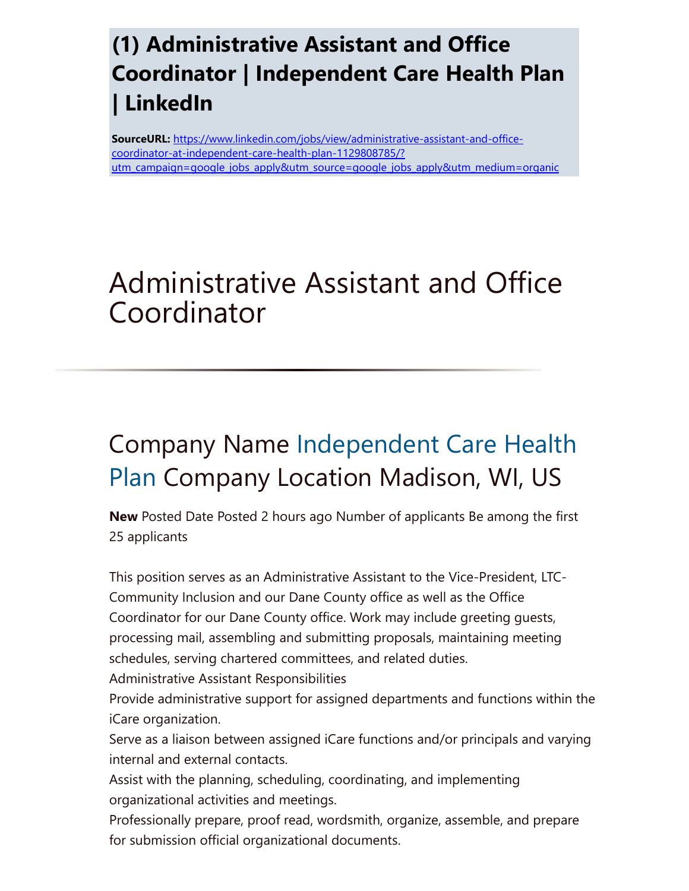# (1) Administrative Assistant and Office Coordinator | Independent Care Health Plan | LinkedIn

**SourceURL:** https://www.linkedin.com/jobs/view/administrative-assistant-and-office-coordinator-at-independent-care-health-plan-1129808785/?utm_campaign=google_jobs_apply&utm_source=google_jobs_apply&utm_medium=organic

# Administrative Assistant and Office Coordinator

---

## Company Name Independent Care Health Plan Company Location Madison, WI, US

**New** Posted Date Posted 2 hours ago Number of applicants Be among the first 25 applicants

This position serves as an Administrative Assistant to the Vice-President, LTC-Community Inclusion and our Dane County office as well as the Office Coordinator for our Dane County office. Work may include greeting guests, processing mail, assembling and submitting proposals, maintaining meeting schedules, serving chartered committees, and related duties.

Administrative Assistant Responsibilities

Provide administrative support for assigned departments and functions within the iCare organization.

Serve as a liaison between assigned iCare functions and/or principals and varying internal and external contacts.

Assist with the planning, scheduling, coordinating, and implementing organizational activities and meetings.

Professionally prepare, proof read, wordsmith, organize, assemble, and prepare for submission official organizational documents.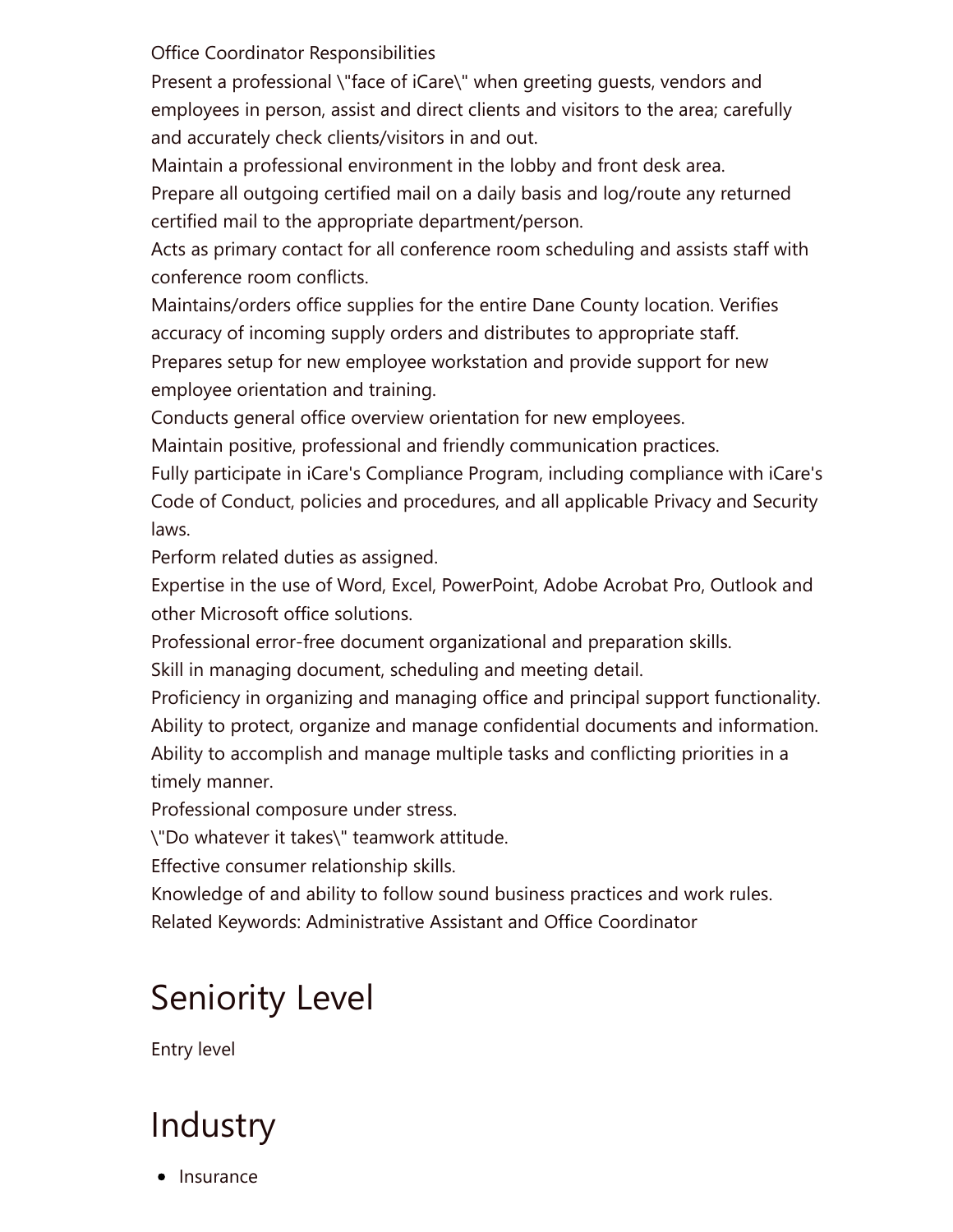Office Coordinator Responsibilities

Present a professional \"face of iCare\" when greeting guests, vendors and employees in person, assist and direct clients and visitors to the area; carefully and accurately check clients/visitors in and out.

Maintain a professional environment in the lobby and front desk area.

Prepare all outgoing certified mail on a daily basis and log/route any returned certified mail to the appropriate department/person.

Acts as primary contact for all conference room scheduling and assists staff with conference room conflicts.

Maintains/orders office supplies for the entire Dane County location. Verifies accuracy of incoming supply orders and distributes to appropriate staff.

Prepares setup for new employee workstation and provide support for new employee orientation and training.

Conducts general office overview orientation for new employees.

Maintain positive, professional and friendly communication practices.

Fully participate in iCare's Compliance Program, including compliance with iCare's Code of Conduct, policies and procedures, and all applicable Privacy and Security laws.

Perform related duties as assigned.

Expertise in the use of Word, Excel, PowerPoint, Adobe Acrobat Pro, Outlook and other Microsoft office solutions.

Professional error-free document organizational and preparation skills.

Skill in managing document, scheduling and meeting detail.

Proficiency in organizing and managing office and principal support functionality.

Ability to protect, organize and manage confidential documents and information.

Ability to accomplish and manage multiple tasks and conflicting priorities in a timely manner.

Professional composure under stress.

\"Do whatever it takes\" teamwork attitude.

Effective consumer relationship skills.

Knowledge of and ability to follow sound business practices and work rules.

Related Keywords: Administrative Assistant and Office Coordinator

## Seniority Level

Entry level

## Industry

- Insurance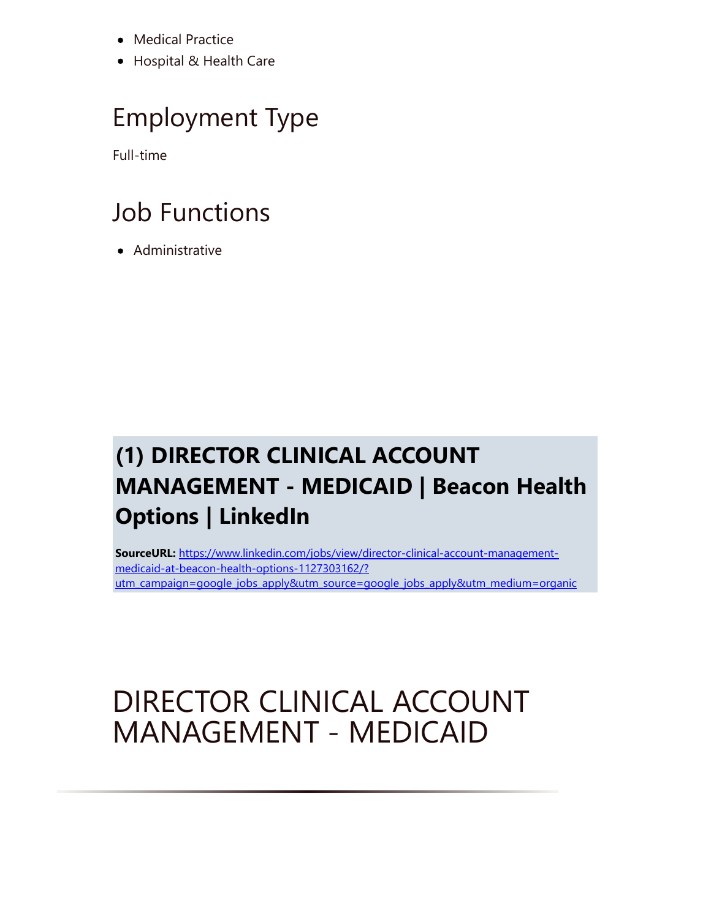- Medical Practice
- Hospital & Health Care

## Employment Type

Full-time

## Job Functions

- Administrative

## (1) DIRECTOR CLINICAL ACCOUNT MANAGEMENT - MEDICAID | Beacon Health Options | LinkedIn

**SourceURL:** [https://www.linkedin.com/jobs/view/director-clinical-account-management-medicaid-at-beacon-health-options-1127303162/?utm_campaign=google_jobs_apply&utm_source=google_jobs_apply&utm_medium=organic](https://www.linkedin.com/jobs/view/director-clinical-account-management-medicaid-at-beacon-health-options-1127303162/?utm_campaign=google_jobs_apply&utm_source=google_jobs_apply&utm_medium=organic)

# DIRECTOR CLINICAL ACCOUNT MANAGEMENT - MEDICAID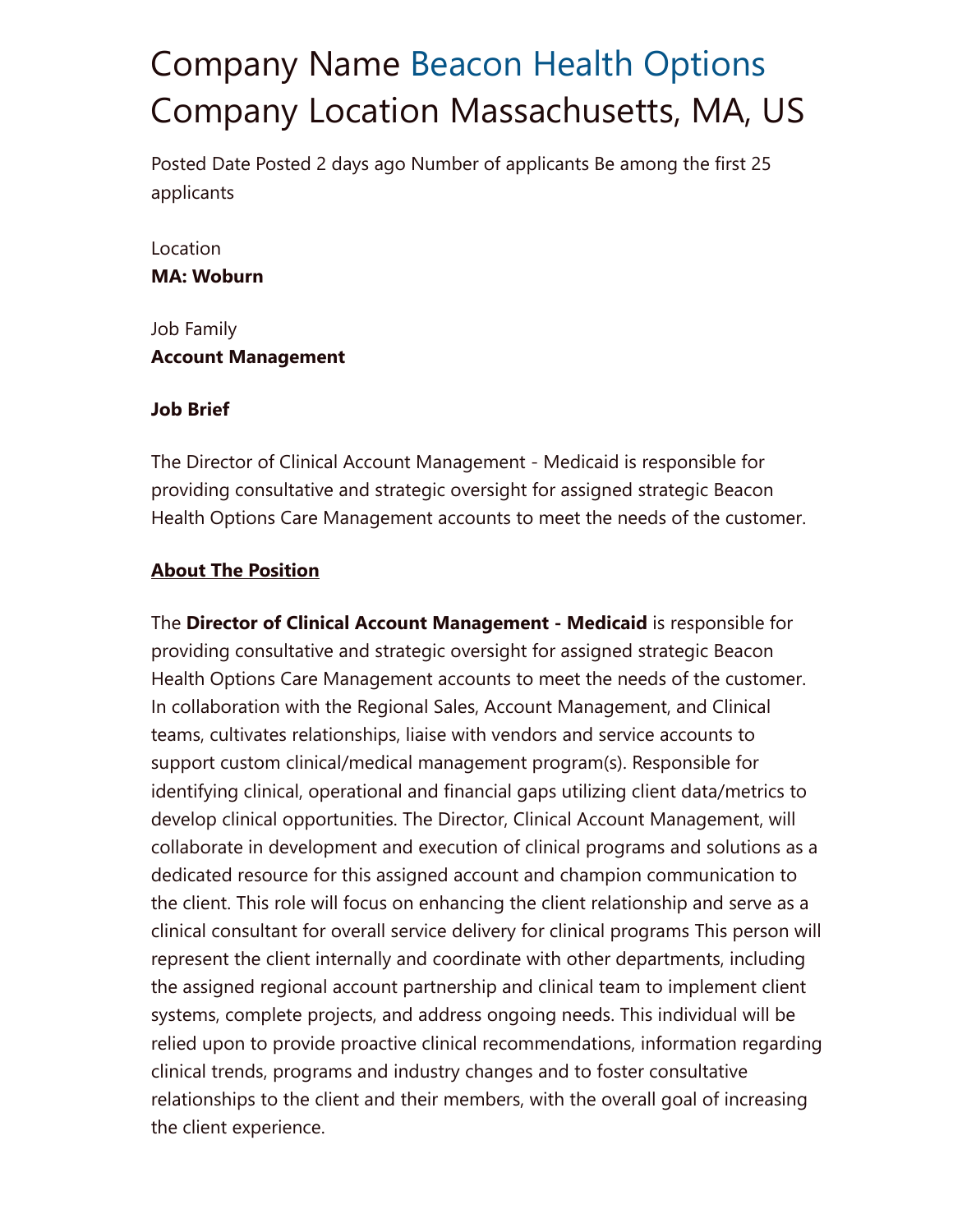# Company Name Beacon Health Options Company Location Massachusetts, MA, US

Posted Date Posted 2 days ago Number of applicants Be among the first 25 applicants

Location
**MA: Woburn**

Job Family
**Account Management**

**Job Brief**

The Director of Clinical Account Management - Medicaid is responsible for providing consultative and strategic oversight for assigned strategic Beacon Health Options Care Management accounts to meet the needs of the customer.

**About The Position**

The **Director of Clinical Account Management - Medicaid** is responsible for providing consultative and strategic oversight for assigned strategic Beacon Health Options Care Management accounts to meet the needs of the customer. In collaboration with the Regional Sales, Account Management, and Clinical teams, cultivates relationships, liaise with vendors and service accounts to support custom clinical/medical management program(s). Responsible for identifying clinical, operational and financial gaps utilizing client data/metrics to develop clinical opportunities. The Director, Clinical Account Management, will collaborate in development and execution of clinical programs and solutions as a dedicated resource for this assigned account and champion communication to the client. This role will focus on enhancing the client relationship and serve as a clinical consultant for overall service delivery for clinical programs This person will represent the client internally and coordinate with other departments, including the assigned regional account partnership and clinical team to implement client systems, complete projects, and address ongoing needs. This individual will be relied upon to provide proactive clinical recommendations, information regarding clinical trends, programs and industry changes and to foster consultative relationships to the client and their members, with the overall goal of increasing the client experience.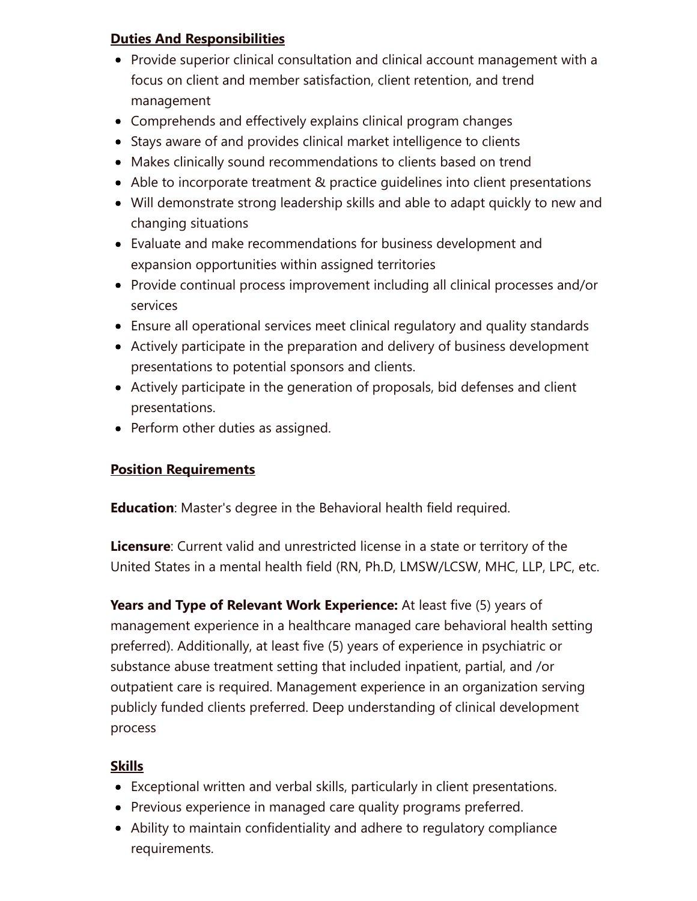**Duties And Responsibilities**

- Provide superior clinical consultation and clinical account management with a focus on client and member satisfaction, client retention, and trend management
- Comprehends and effectively explains clinical program changes
- Stays aware of and provides clinical market intelligence to clients
- Makes clinically sound recommendations to clients based on trend
- Able to incorporate treatment & practice guidelines into client presentations
- Will demonstrate strong leadership skills and able to adapt quickly to new and changing situations
- Evaluate and make recommendations for business development and expansion opportunities within assigned territories
- Provide continual process improvement including all clinical processes and/or services
- Ensure all operational services meet clinical regulatory and quality standards
- Actively participate in the preparation and delivery of business development presentations to potential sponsors and clients.
- Actively participate in the generation of proposals, bid defenses and client presentations.
- Perform other duties as assigned.

**Position Requirements**

**Education**: Master's degree in the Behavioral health field required.

**Licensure**: Current valid and unrestricted license in a state or territory of the United States in a mental health field (RN, Ph.D, LMSW/LCSW, MHC, LLP, LPC, etc.

**Years and Type of Relevant Work Experience:** At least five (5) years of management experience in a healthcare managed care behavioral health setting preferred). Additionally, at least five (5) years of experience in psychiatric or substance abuse treatment setting that included inpatient, partial, and /or outpatient care is required. Management experience in an organization serving publicly funded clients preferred. Deep understanding of clinical development process

**Skills**

- Exceptional written and verbal skills, particularly in client presentations.
- Previous experience in managed care quality programs preferred.
- Ability to maintain confidentiality and adhere to regulatory compliance requirements.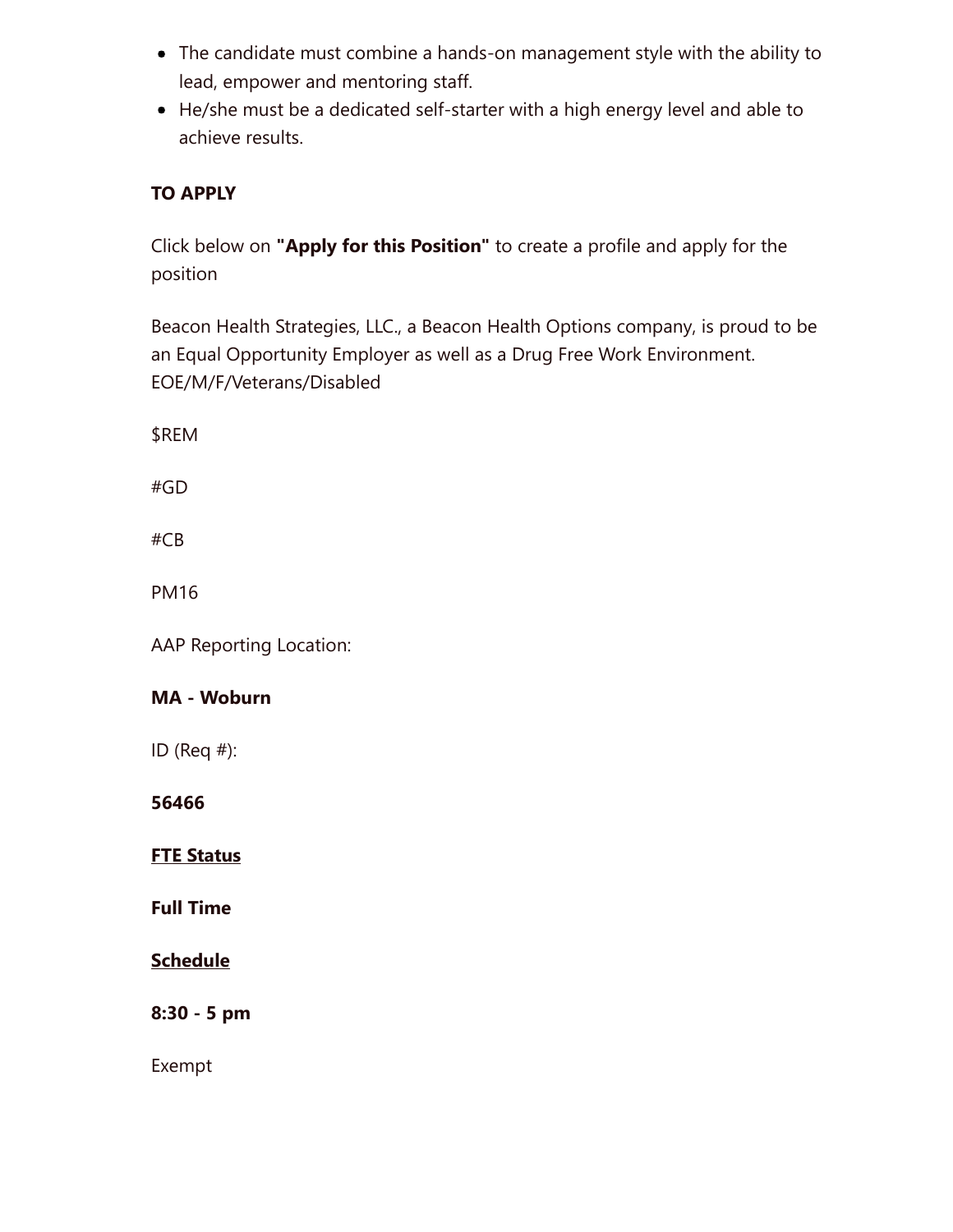- The candidate must combine a hands-on management style with the ability to lead, empower and mentoring staff.
- He/she must be a dedicated self-starter with a high energy level and able to achieve results.

**TO APPLY**

Click below on **"Apply for this Position"** to create a profile and apply for the position

Beacon Health Strategies, LLC., a Beacon Health Options company, is proud to be an Equal Opportunity Employer as well as a Drug Free Work Environment. EOE/M/F/Veterans/Disabled

$REM

#GD

#CB

PM16

AAP Reporting Location:

**MA - Woburn**

ID (Req #):

**56466**

**FTE Status**

**Full Time**

**Schedule**

**8:30 - 5 pm**

Exempt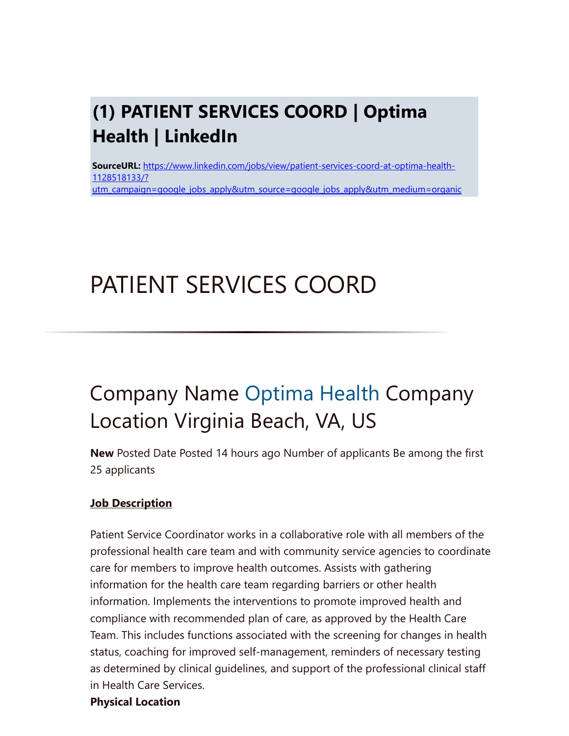# (1) PATIENT SERVICES COORD | Optima Health | LinkedIn

**SourceURL:** https://www.linkedin.com/jobs/view/patient-services-coord-at-optima-health-1128518133/?utm_campaign=google_jobs_apply&utm_source=google_jobs_apply&utm_medium=organic

# PATIENT SERVICES COORD

## Company Name Optima Health Company Location Virginia Beach, VA, US

**New** Posted Date Posted 14 hours ago Number of applicants Be among the first 25 applicants

**Job Description**

Patient Service Coordinator works in a collaborative role with all members of the professional health care team and with community service agencies to coordinate care for members to improve health outcomes. Assists with gathering information for the health care team regarding barriers or other health information. Implements the interventions to promote improved health and compliance with recommended plan of care, as approved by the Health Care Team. This includes functions associated with the screening for changes in health status, coaching for improved self-management, reminders of necessary testing as determined by clinical guidelines, and support of the professional clinical staff in Health Care Services.

**Physical Location**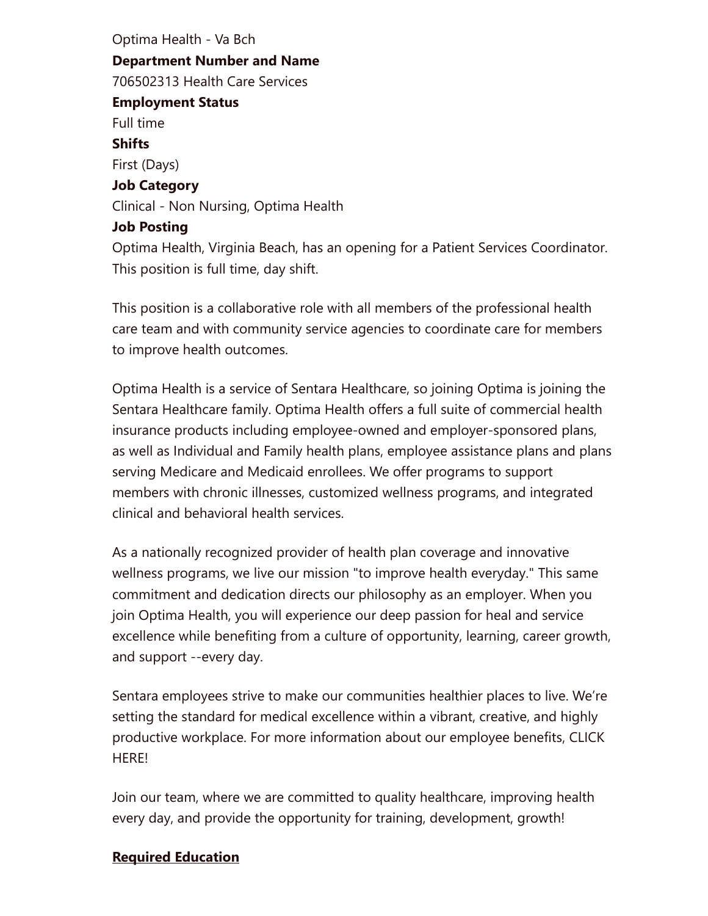Optima Health - Va Bch

**Department Number and Name**

706502313 Health Care Services

**Employment Status**

Full time

**Shifts**

First (Days)

**Job Category**

Clinical - Non Nursing, Optima Health

**Job Posting**

Optima Health, Virginia Beach, has an opening for a Patient Services Coordinator. This position is full time, day shift.

This position is a collaborative role with all members of the professional health care team and with community service agencies to coordinate care for members to improve health outcomes.

Optima Health is a service of Sentara Healthcare, so joining Optima is joining the Sentara Healthcare family. Optima Health offers a full suite of commercial health insurance products including employee-owned and employer-sponsored plans, as well as Individual and Family health plans, employee assistance plans and plans serving Medicare and Medicaid enrollees. We offer programs to support members with chronic illnesses, customized wellness programs, and integrated clinical and behavioral health services.

As a nationally recognized provider of health plan coverage and innovative wellness programs, we live our mission "to improve health everyday." This same commitment and dedication directs our philosophy as an employer. When you join Optima Health, you will experience our deep passion for heal and service excellence while benefiting from a culture of opportunity, learning, career growth, and support --every day.

Sentara employees strive to make our communities healthier places to live. We're setting the standard for medical excellence within a vibrant, creative, and highly productive workplace. For more information about our employee benefits, CLICK HERE!

Join our team, where we are committed to quality healthcare, improving health every day, and provide the opportunity for training, development, growth!

**Required Education**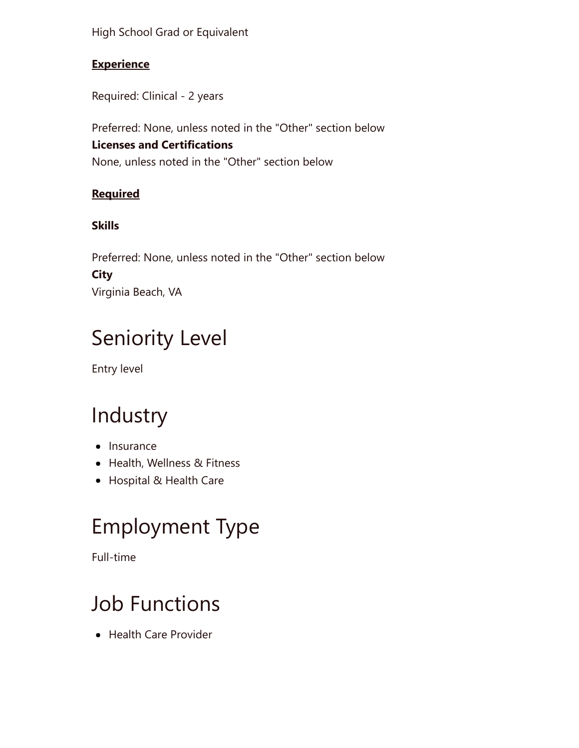High School Grad or Equivalent

**Experience**

Required: Clinical - 2 years

Preferred: None, unless noted in the "Other" section below

**Licenses and Certifications**

None, unless noted in the "Other" section below

**Required**

**Skills**

Preferred: None, unless noted in the "Other" section below

**City**

Virginia Beach, VA

# Seniority Level

Entry level

# Industry

- Insurance
- Health, Wellness & Fitness
- Hospital & Health Care

# Employment Type

Full-time

# Job Functions

- Health Care Provider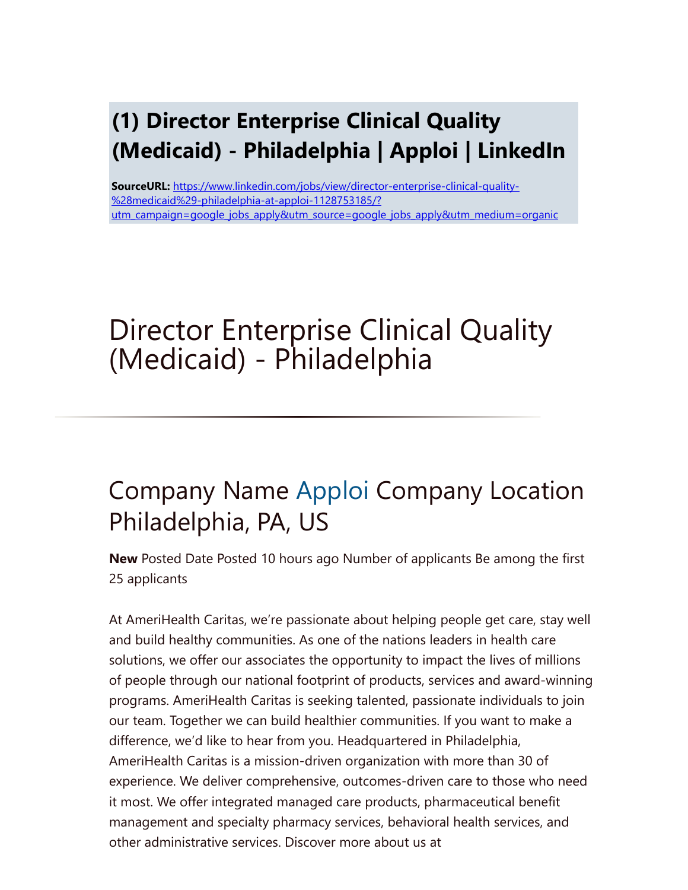# (1) Director Enterprise Clinical Quality (Medicaid) - Philadelphia | Apploi | LinkedIn

**SourceURL:** https://www.linkedin.com/jobs/view/director-enterprise-clinical-quality-%28medicaid%29-philadelphia-at-apploi-1128753185/?utm_campaign=google_jobs_apply&utm_source=google_jobs_apply&utm_medium=organic

# Director Enterprise Clinical Quality (Medicaid) - Philadelphia

---

## Company Name Apploi Company Location Philadelphia, PA, US

**New** Posted Date Posted 10 hours ago Number of applicants Be among the first 25 applicants

At AmeriHealth Caritas, we're passionate about helping people get care, stay well and build healthy communities. As one of the nations leaders in health care solutions, we offer our associates the opportunity to impact the lives of millions of people through our national footprint of products, services and award-winning programs. AmeriHealth Caritas is seeking talented, passionate individuals to join our team. Together we can build healthier communities. If you want to make a difference, we'd like to hear from you. Headquartered in Philadelphia, AmeriHealth Caritas is a mission-driven organization with more than 30 of experience. We deliver comprehensive, outcomes-driven care to those who need it most. We offer integrated managed care products, pharmaceutical benefit management and specialty pharmacy services, behavioral health services, and other administrative services. Discover more about us at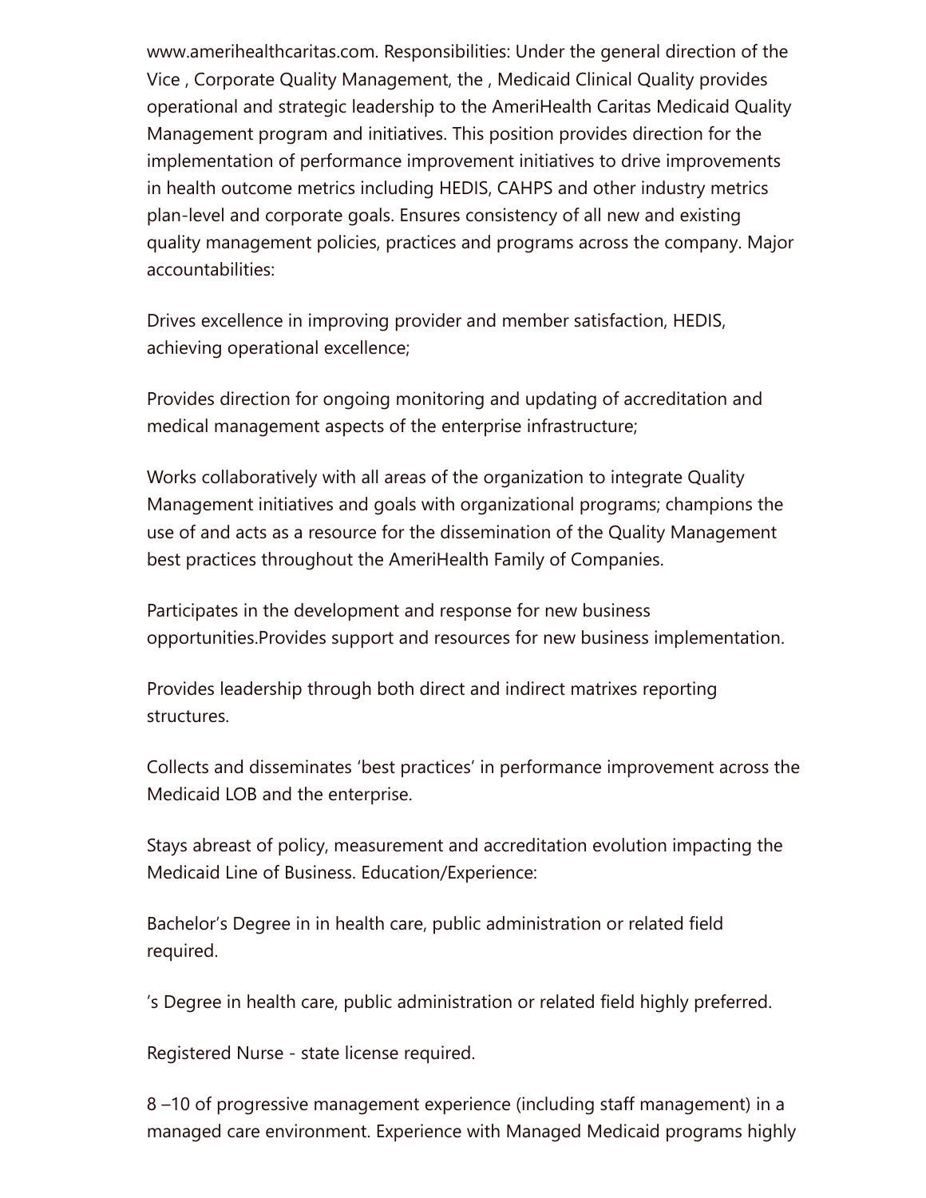www.amerihealthcaritas.com. Responsibilities: Under the general direction of the Vice , Corporate Quality Management, the , Medicaid Clinical Quality provides operational and strategic leadership to the AmeriHealth Caritas Medicaid Quality Management program and initiatives. This position provides direction for the implementation of performance improvement initiatives to drive improvements in health outcome metrics including HEDIS, CAHPS and other industry metrics plan-level and corporate goals. Ensures consistency of all new and existing quality management policies, practices and programs across the company. Major accountabilities:

Drives excellence in improving provider and member satisfaction, HEDIS, achieving operational excellence;

Provides direction for ongoing monitoring and updating of accreditation and medical management aspects of the enterprise infrastructure;

Works collaboratively with all areas of the organization to integrate Quality Management initiatives and goals with organizational programs; champions the use of and acts as a resource for the dissemination of the Quality Management best practices throughout the AmeriHealth Family of Companies.

Participates in the development and response for new business opportunities.Provides support and resources for new business implementation.

Provides leadership through both direct and indirect matrixes reporting structures.

Collects and disseminates ‘best practices’ in performance improvement across the Medicaid LOB and the enterprise.

Stays abreast of policy, measurement and accreditation evolution impacting the Medicaid Line of Business. Education/Experience:

Bachelor’s Degree in in health care, public administration or related field required.

’s Degree in health care, public administration or related field highly preferred.

Registered Nurse - state license required.

8 –10 of progressive management experience (including staff management) in a managed care environment. Experience with Managed Medicaid programs highly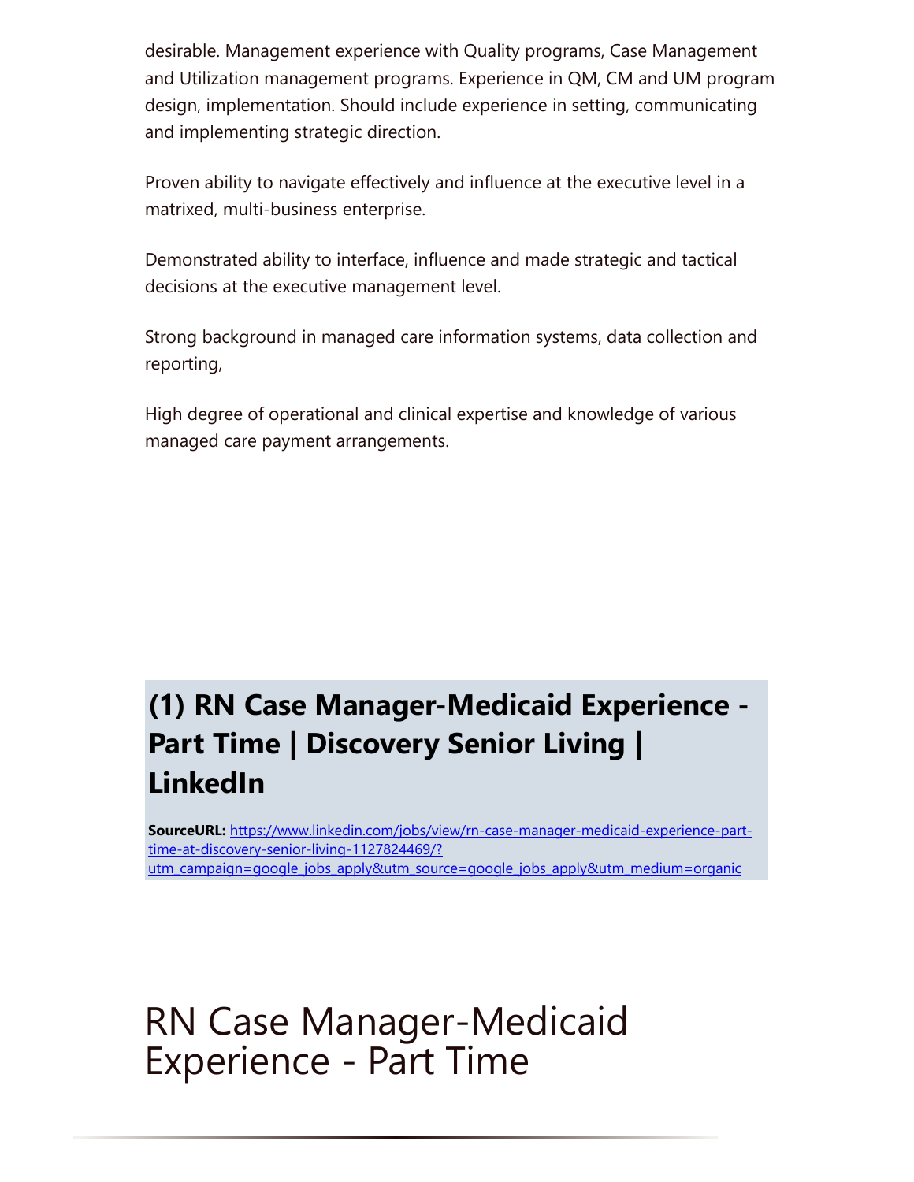desirable. Management experience with Quality programs, Case Management and Utilization management programs. Experience in QM, CM and UM program design, implementation. Should include experience in setting, communicating and implementing strategic direction.

Proven ability to navigate effectively and influence at the executive level in a matrixed, multi-business enterprise.

Demonstrated ability to interface, influence and made strategic and tactical decisions at the executive management level.

Strong background in managed care information systems, data collection and reporting,

High degree of operational and clinical expertise and knowledge of various managed care payment arrangements.

## (1) RN Case Manager-Medicaid Experience - Part Time | Discovery Senior Living | LinkedIn

**SourceURL:** [https://www.linkedin.com/jobs/view/rn-case-manager-medicaid-experience-part-time-at-discovery-senior-living-1127824469/?utm_campaign=google_jobs_apply&utm_source=google_jobs_apply&utm_medium=organic](https://www.linkedin.com/jobs/view/rn-case-manager-medicaid-experience-part-time-at-discovery-senior-living-1127824469/?utm_campaign=google_jobs_apply&utm_source=google_jobs_apply&utm_medium=organic)

# RN Case Manager-Medicaid Experience - Part Time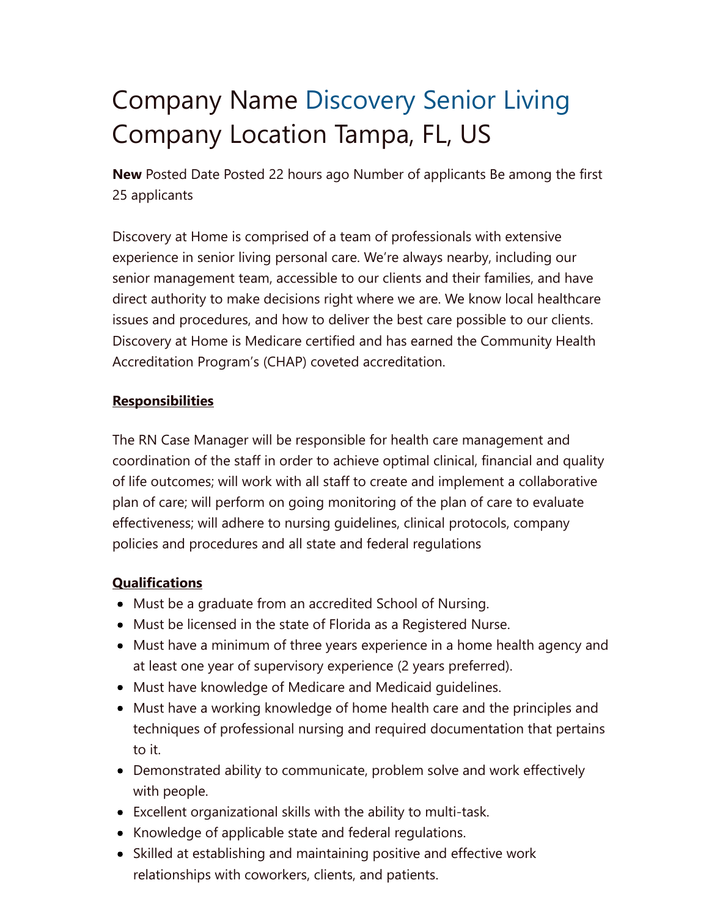# Company Name Discovery Senior Living Company Location Tampa, FL, US

**New** Posted Date Posted 22 hours ago Number of applicants Be among the first 25 applicants

Discovery at Home is comprised of a team of professionals with extensive experience in senior living personal care. We're always nearby, including our senior management team, accessible to our clients and their families, and have direct authority to make decisions right where we are. We know local healthcare issues and procedures, and how to deliver the best care possible to our clients. Discovery at Home is Medicare certified and has earned the Community Health Accreditation Program's (CHAP) coveted accreditation.

**Responsibilities**

The RN Case Manager will be responsible for health care management and coordination of the staff in order to achieve optimal clinical, financial and quality of life outcomes; will work with all staff to create and implement a collaborative plan of care; will perform on going monitoring of the plan of care to evaluate effectiveness; will adhere to nursing guidelines, clinical protocols, company policies and procedures and all state and federal regulations

**Qualifications**

- Must be a graduate from an accredited School of Nursing.
- Must be licensed in the state of Florida as a Registered Nurse.
- Must have a minimum of three years experience in a home health agency and at least one year of supervisory experience (2 years preferred).
- Must have knowledge of Medicare and Medicaid guidelines.
- Must have a working knowledge of home health care and the principles and techniques of professional nursing and required documentation that pertains to it.
- Demonstrated ability to communicate, problem solve and work effectively with people.
- Excellent organizational skills with the ability to multi-task.
- Knowledge of applicable state and federal regulations.
- Skilled at establishing and maintaining positive and effective work relationships with coworkers, clients, and patients.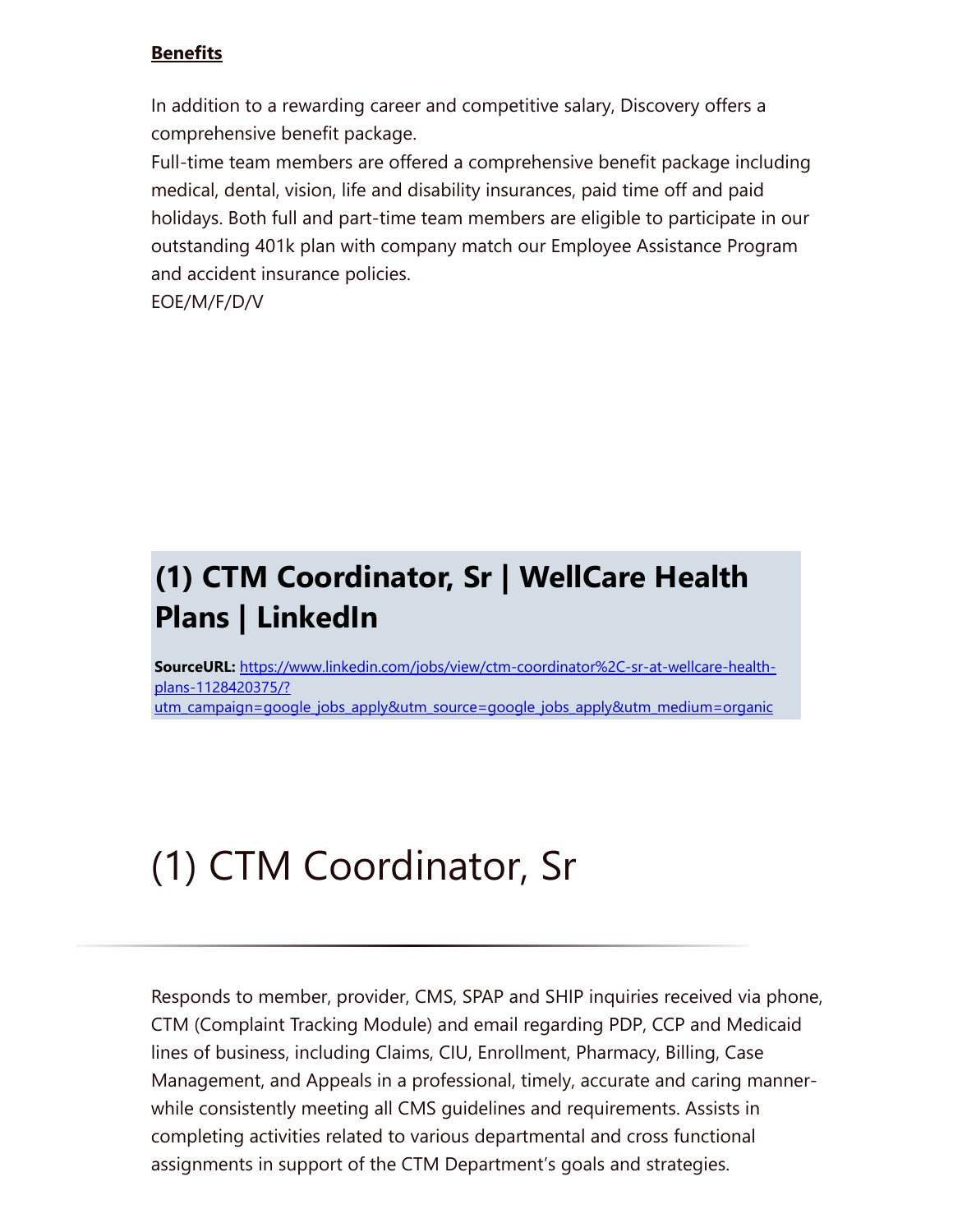**Benefits**

In addition to a rewarding career and competitive salary, Discovery offers a comprehensive benefit package.
Full-time team members are offered a comprehensive benefit package including medical, dental, vision, life and disability insurances, paid time off and paid holidays. Both full and part-time team members are eligible to participate in our outstanding 401k plan with company match our Employee Assistance Program and accident insurance policies.
EOE/M/F/D/V

## (1) CTM Coordinator, Sr | WellCare Health Plans | LinkedIn

**SourceURL:** [https://www.linkedin.com/jobs/view/ctm-coordinator%2C-sr-at-wellcare-health-plans-1128420375/?utm_campaign=google_jobs_apply&utm_source=google_jobs_apply&utm_medium=organic](https://www.linkedin.com/jobs/view/ctm-coordinator%2C-sr-at-wellcare-health-plans-1128420375/?utm_campaign=google_jobs_apply&utm_source=google_jobs_apply&utm_medium=organic)

# (1) CTM Coordinator, Sr

Responds to member, provider, CMS, SPAP and SHIP inquiries received via phone, CTM (Complaint Tracking Module) and email regarding PDP, CCP and Medicaid lines of business, including Claims, CIU, Enrollment, Pharmacy, Billing, Case Management, and Appeals in a professional, timely, accurate and caring manner-while consistently meeting all CMS guidelines and requirements. Assists in completing activities related to various departmental and cross functional assignments in support of the CTM Department's goals and strategies.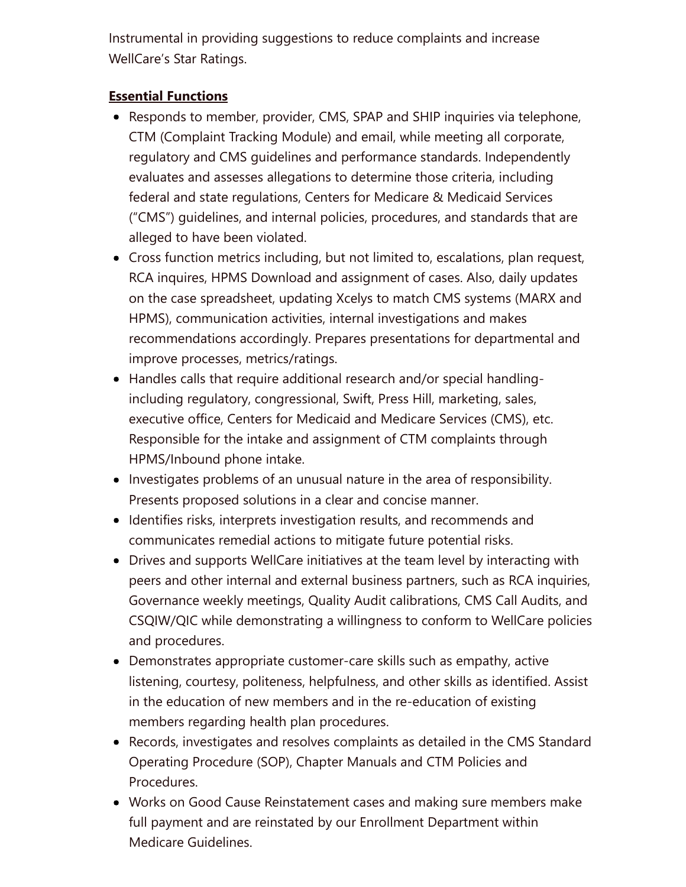Instrumental in providing suggestions to reduce complaints and increase WellCare's Star Ratings.

**Essential Functions**

- Responds to member, provider, CMS, SPAP and SHIP inquiries via telephone, CTM (Complaint Tracking Module) and email, while meeting all corporate, regulatory and CMS guidelines and performance standards. Independently evaluates and assesses allegations to determine those criteria, including federal and state regulations, Centers for Medicare & Medicaid Services ("CMS") guidelines, and internal policies, procedures, and standards that are alleged to have been violated.
- Cross function metrics including, but not limited to, escalations, plan request, RCA inquires, HPMS Download and assignment of cases. Also, daily updates on the case spreadsheet, updating Xcelys to match CMS systems (MARX and HPMS), communication activities, internal investigations and makes recommendations accordingly. Prepares presentations for departmental and improve processes, metrics/ratings.
- Handles calls that require additional research and/or special handling- including regulatory, congressional, Swift, Press Hill, marketing, sales, executive office, Centers for Medicaid and Medicare Services (CMS), etc. Responsible for the intake and assignment of CTM complaints through HPMS/Inbound phone intake.
- Investigates problems of an unusual nature in the area of responsibility. Presents proposed solutions in a clear and concise manner.
- Identifies risks, interprets investigation results, and recommends and communicates remedial actions to mitigate future potential risks.
- Drives and supports WellCare initiatives at the team level by interacting with peers and other internal and external business partners, such as RCA inquiries, Governance weekly meetings, Quality Audit calibrations, CMS Call Audits, and CSQIW/QIC while demonstrating a willingness to conform to WellCare policies and procedures.
- Demonstrates appropriate customer-care skills such as empathy, active listening, courtesy, politeness, helpfulness, and other skills as identified. Assist in the education of new members and in the re-education of existing members regarding health plan procedures.
- Records, investigates and resolves complaints as detailed in the CMS Standard Operating Procedure (SOP), Chapter Manuals and CTM Policies and Procedures.
- Works on Good Cause Reinstatement cases and making sure members make full payment and are reinstated by our Enrollment Department within Medicare Guidelines.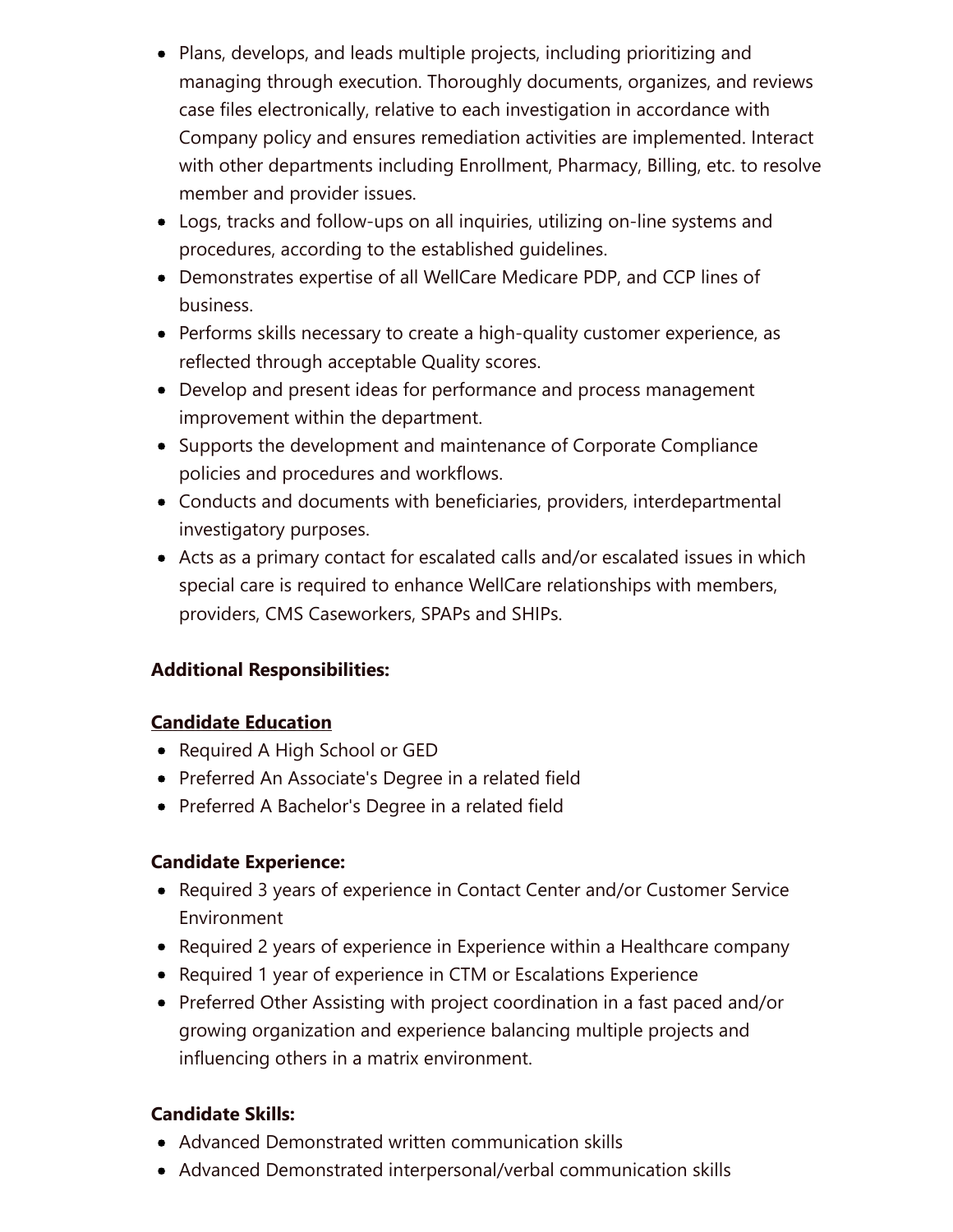- Plans, develops, and leads multiple projects, including prioritizing and managing through execution. Thoroughly documents, organizes, and reviews case files electronically, relative to each investigation in accordance with Company policy and ensures remediation activities are implemented. Interact with other departments including Enrollment, Pharmacy, Billing, etc. to resolve member and provider issues.
- Logs, tracks and follow-ups on all inquiries, utilizing on-line systems and procedures, according to the established guidelines.
- Demonstrates expertise of all WellCare Medicare PDP, and CCP lines of business.
- Performs skills necessary to create a high-quality customer experience, as reflected through acceptable Quality scores.
- Develop and present ideas for performance and process management improvement within the department.
- Supports the development and maintenance of Corporate Compliance policies and procedures and workflows.
- Conducts and documents with beneficiaries, providers, interdepartmental investigatory purposes.
- Acts as a primary contact for escalated calls and/or escalated issues in which special care is required to enhance WellCare relationships with members, providers, CMS Caseworkers, SPAPs and SHIPs.

**Additional Responsibilities:**

**Candidate Education**

- Required A High School or GED
- Preferred An Associate's Degree in a related field
- Preferred A Bachelor's Degree in a related field

**Candidate Experience:**

- Required 3 years of experience in Contact Center and/or Customer Service Environment
- Required 2 years of experience in Experience within a Healthcare company
- Required 1 year of experience in CTM or Escalations Experience
- Preferred Other Assisting with project coordination in a fast paced and/or growing organization and experience balancing multiple projects and influencing others in a matrix environment.

**Candidate Skills:**

- Advanced Demonstrated written communication skills
- Advanced Demonstrated interpersonal/verbal communication skills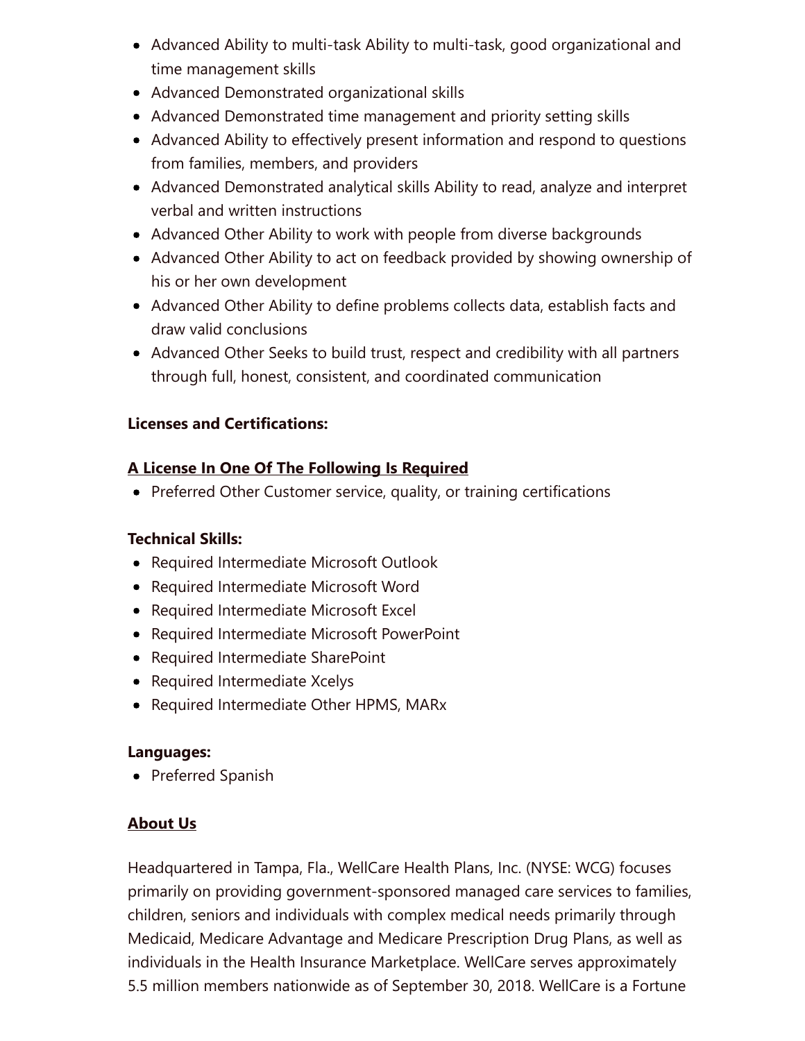- Advanced Ability to multi-task Ability to multi-task, good organizational and time management skills
- Advanced Demonstrated organizational skills
- Advanced Demonstrated time management and priority setting skills
- Advanced Ability to effectively present information and respond to questions from families, members, and providers
- Advanced Demonstrated analytical skills Ability to read, analyze and interpret verbal and written instructions
- Advanced Other Ability to work with people from diverse backgrounds
- Advanced Other Ability to act on feedback provided by showing ownership of his or her own development
- Advanced Other Ability to define problems collects data, establish facts and draw valid conclusions
- Advanced Other Seeks to build trust, respect and credibility with all partners through full, honest, consistent, and coordinated communication

**Licenses and Certifications:**

**A License In One Of The Following Is Required**

- Preferred Other Customer service, quality, or training certifications

**Technical Skills:**

- Required Intermediate Microsoft Outlook
- Required Intermediate Microsoft Word
- Required Intermediate Microsoft Excel
- Required Intermediate Microsoft PowerPoint
- Required Intermediate SharePoint
- Required Intermediate Xcelys
- Required Intermediate Other HPMS, MARx

**Languages:**

- Preferred Spanish

**About Us**

Headquartered in Tampa, Fla., WellCare Health Plans, Inc. (NYSE: WCG) focuses primarily on providing government-sponsored managed care services to families, children, seniors and individuals with complex medical needs primarily through Medicaid, Medicare Advantage and Medicare Prescription Drug Plans, as well as individuals in the Health Insurance Marketplace. WellCare serves approximately 5.5 million members nationwide as of September 30, 2018. WellCare is a Fortune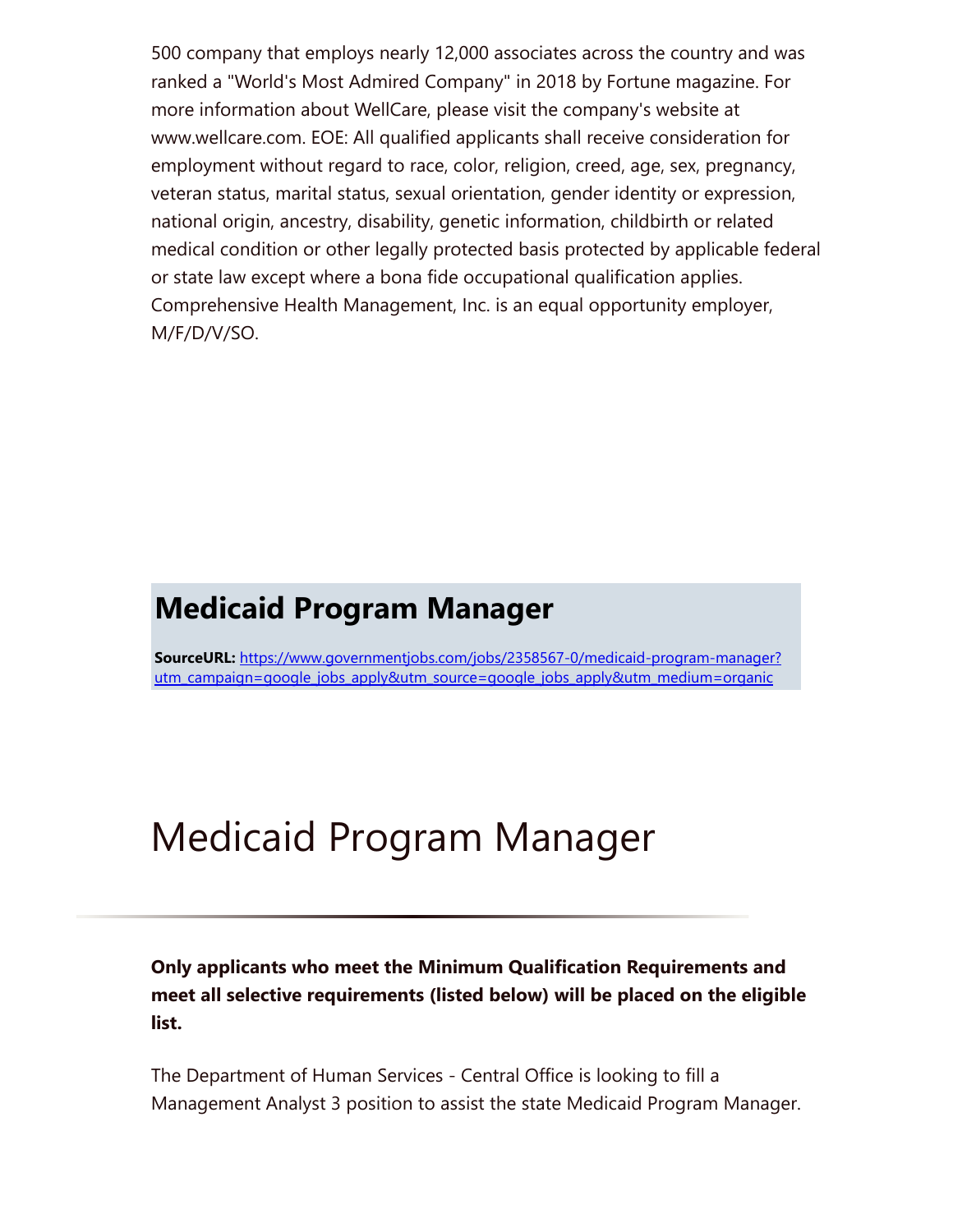500 company that employs nearly 12,000 associates across the country and was ranked a "World's Most Admired Company" in 2018 by Fortune magazine. For more information about WellCare, please visit the company's website at www.wellcare.com. EOE: All qualified applicants shall receive consideration for employment without regard to race, color, religion, creed, age, sex, pregnancy, veteran status, marital status, sexual orientation, gender identity or expression, national origin, ancestry, disability, genetic information, childbirth or related medical condition or other legally protected basis protected by applicable federal or state law except where a bona fide occupational qualification applies. Comprehensive Health Management, Inc. is an equal opportunity employer, M/F/D/V/SO.

## Medicaid Program Manager

**SourceURL:** [https://www.governmentjobs.com/jobs/2358567-0/medicaid-program-manager?utm_campaign=google_jobs_apply&utm_source=google_jobs_apply&utm_medium=organic](https://www.governmentjobs.com/jobs/2358567-0/medicaid-program-manager?utm_campaign=google_jobs_apply&utm_source=google_jobs_apply&utm_medium=organic)

# Medicaid Program Manager

**Only applicants who meet the Minimum Qualification Requirements and meet all selective requirements (listed below) will be placed on the eligible list.**

The Department of Human Services - Central Office is looking to fill a Management Analyst 3 position to assist the state Medicaid Program Manager.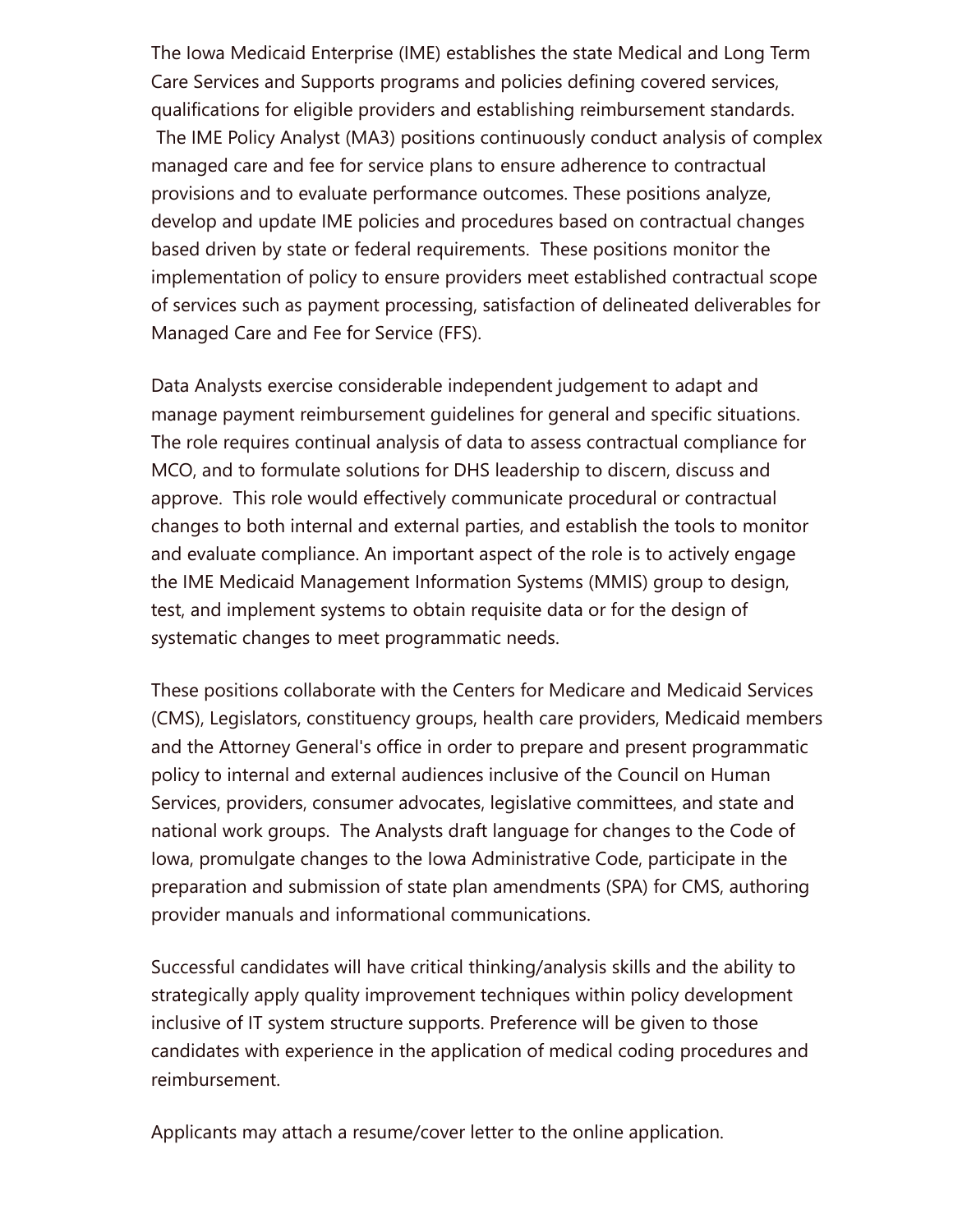The Iowa Medicaid Enterprise (IME) establishes the state Medical and Long Term Care Services and Supports programs and policies defining covered services, qualifications for eligible providers and establishing reimbursement standards. The IME Policy Analyst (MA3) positions continuously conduct analysis of complex managed care and fee for service plans to ensure adherence to contractual provisions and to evaluate performance outcomes. These positions analyze, develop and update IME policies and procedures based on contractual changes based driven by state or federal requirements. These positions monitor the implementation of policy to ensure providers meet established contractual scope of services such as payment processing, satisfaction of delineated deliverables for Managed Care and Fee for Service (FFS).

Data Analysts exercise considerable independent judgement to adapt and manage payment reimbursement guidelines for general and specific situations. The role requires continual analysis of data to assess contractual compliance for MCO, and to formulate solutions for DHS leadership to discern, discuss and approve. This role would effectively communicate procedural or contractual changes to both internal and external parties, and establish the tools to monitor and evaluate compliance. An important aspect of the role is to actively engage the IME Medicaid Management Information Systems (MMIS) group to design, test, and implement systems to obtain requisite data or for the design of systematic changes to meet programmatic needs.

These positions collaborate with the Centers for Medicare and Medicaid Services (CMS), Legislators, constituency groups, health care providers, Medicaid members and the Attorney General's office in order to prepare and present programmatic policy to internal and external audiences inclusive of the Council on Human Services, providers, consumer advocates, legislative committees, and state and national work groups. The Analysts draft language for changes to the Code of Iowa, promulgate changes to the Iowa Administrative Code, participate in the preparation and submission of state plan amendments (SPA) for CMS, authoring provider manuals and informational communications.

Successful candidates will have critical thinking/analysis skills and the ability to strategically apply quality improvement techniques within policy development inclusive of IT system structure supports. Preference will be given to those candidates with experience in the application of medical coding procedures and reimbursement.

Applicants may attach a resume/cover letter to the online application.